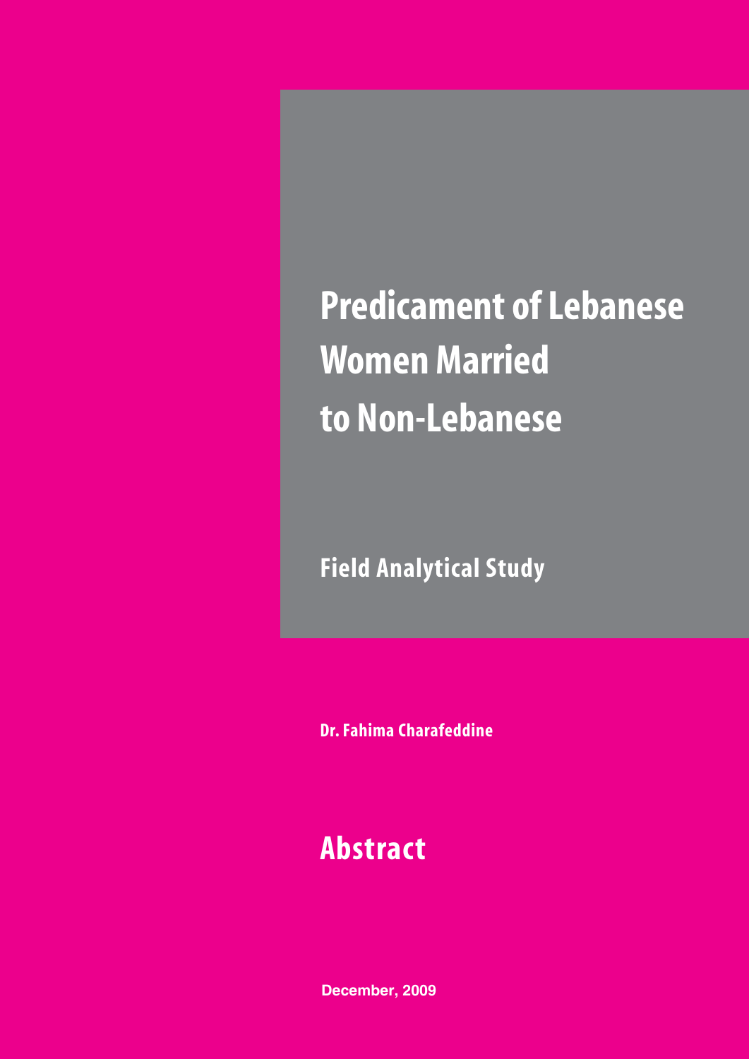# Predicament of Lebanese Women Married to Non-Lebanese

## Field Analytical Study

**Dr. Fahima Charafeddine**

## Abstract

December, 2009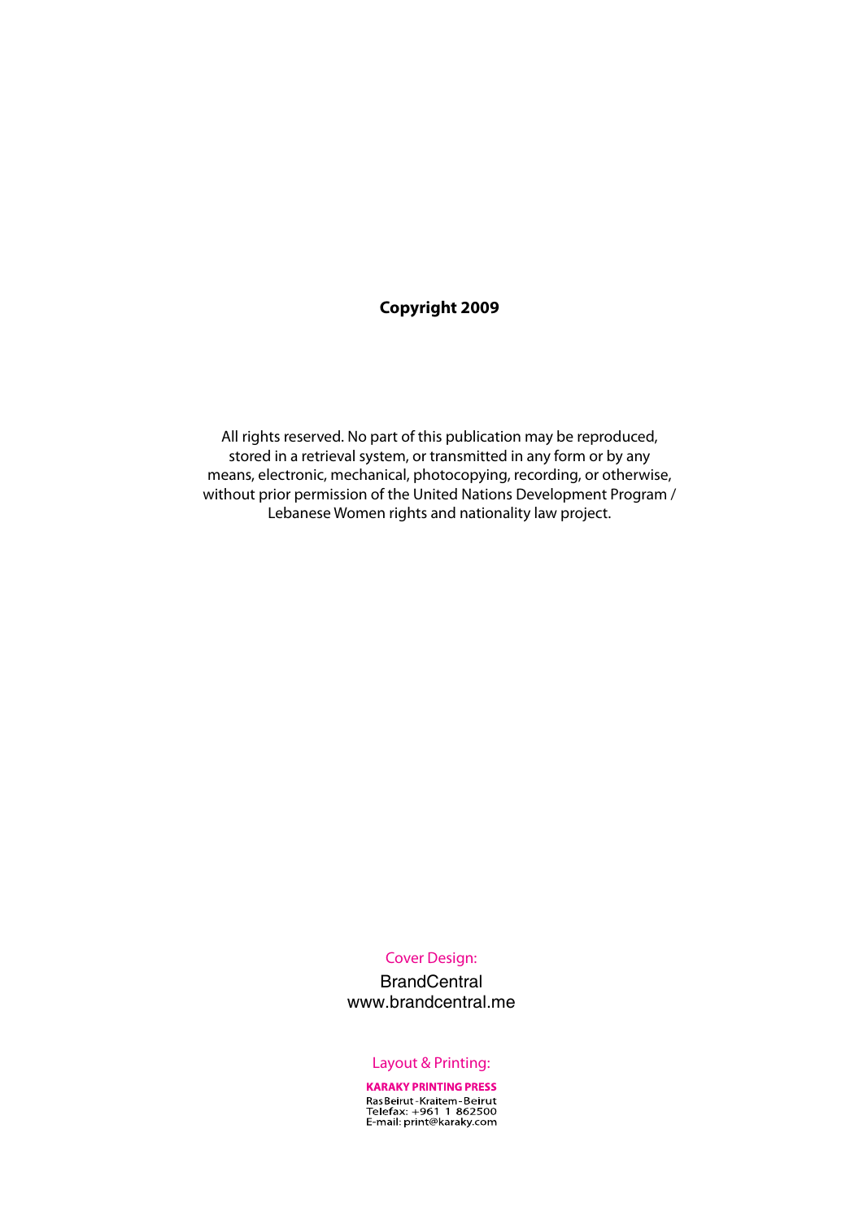**Copyright 2009**

All rights reserved. No part of this publication may be reproduced, stored in a retrieval system, or transmitted in any form or by any means, electronic, mechanical, photocopying, recording, or otherwise, without prior permission of the United Nations Development Program / Lebanese Women rights and nationality law project.

Cover Design:

BrandCentral
www.brandcentral.me

Layout & Printing:

**KARAKY PRINTING PRESS**
Ras Beirut - Kraitem - Beirut
Telefax: +961 1 862500
E-mail: print@karaky.com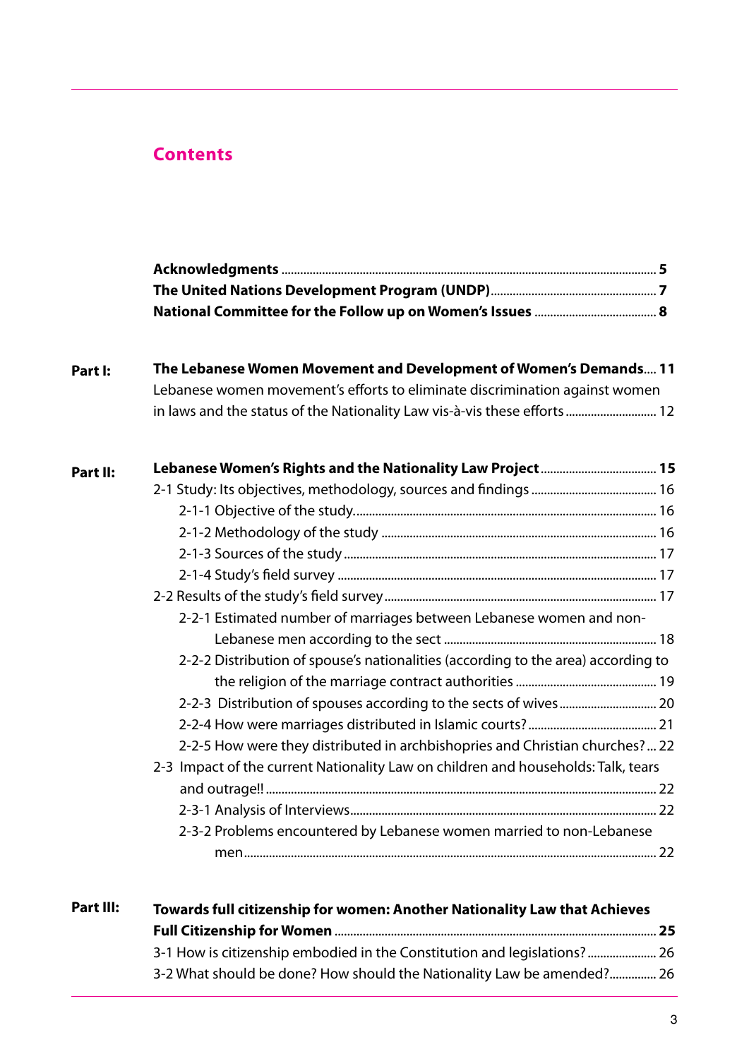## Contents

**Acknowledgments** ........................................ **5**
**The United Nations Development Program (UNDP)** ........................................ **7**
**National Committee for the Follow up on Women's Issues** ........................................ **8**

**Part I:** **The Lebanese Women Movement and Development of Women's Demands**.... **11**
Lebanese women movement's efforts to eliminate discrimination against women in laws and the status of the Nationality Law vis-à-vis these efforts ........................................ 12

**Part II:** **Lebanese Women's Rights and the Nationality Law Project** ........................................ **15**
2-1 Study: Its objectives, methodology, sources and findings ........................................ 16
    2-1-1 Objective of the study........................................ 16
    2-1-2 Methodology of the study ........................................ 16
    2-1-3 Sources of the study ........................................ 17
    2-1-4 Study's field survey ........................................ 17
2-2 Results of the study's field survey ........................................ 17
    2-2-1 Estimated number of marriages between Lebanese women and non-Lebanese men according to the sect ........................................ 18
    2-2-2 Distribution of spouse's nationalities (according to the area) according to the religion of the marriage contract authorities ........................................ 19
    2-2-3 Distribution of spouses according to the sects of wives ........................................ 20
    2-2-4 How were marriages distributed in Islamic courts? ........................................ 21
    2-2-5 How were they distributed in archbishopries and Christian churches? ... 22
2-3 Impact of the current Nationality Law on children and households: Talk, tears and outrage!! ........................................ 22
    2-3-1 Analysis of Interviews........................................ 22
    2-3-2 Problems encountered by Lebanese women married to non-Lebanese men........................................ 22

**Part III:** **Towards full citizenship for women: Another Nationality Law that Achieves Full Citizenship for Women** ........................................ **25**
3-1 How is citizenship embodied in the Constitution and legislations? ........................................ 26
3-2 What should be done? How should the Nationality Law be amended?............... 26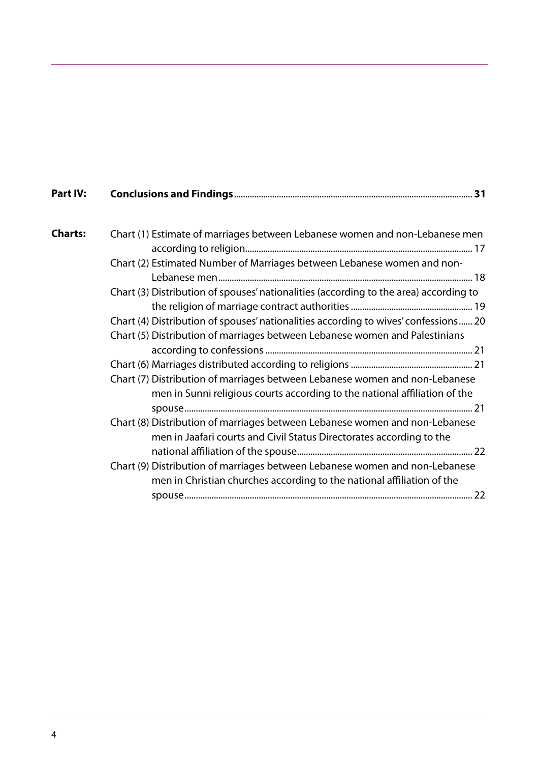**Part IV:** **Conclusions and Findings** ........ **31**

**Charts:**

- Chart (1) Estimate of marriages between Lebanese women and non-Lebanese men according to religion........ 17
- Chart (2) Estimated Number of Marriages between Lebanese women and non-Lebanese men........ 18
- Chart (3) Distribution of spouses' nationalities (according to the area) according to the religion of marriage contract authorities........ 19
- Chart (4) Distribution of spouses' nationalities according to wives' confessions...... 20
- Chart (5) Distribution of marriages between Lebanese women and Palestinians according to confessions........ 21
- Chart (6) Marriages distributed according to religions........ 21
- Chart (7) Distribution of marriages between Lebanese women and non-Lebanese men in Sunni religious courts according to the national affiliation of the spouse........ 21
- Chart (8) Distribution of marriages between Lebanese women and non-Lebanese men in Jaafari courts and Civil Status Directorates according to the national affiliation of the spouse........ 22
- Chart (9) Distribution of marriages between Lebanese women and non-Lebanese men in Christian churches according to the national affiliation of the spouse........ 22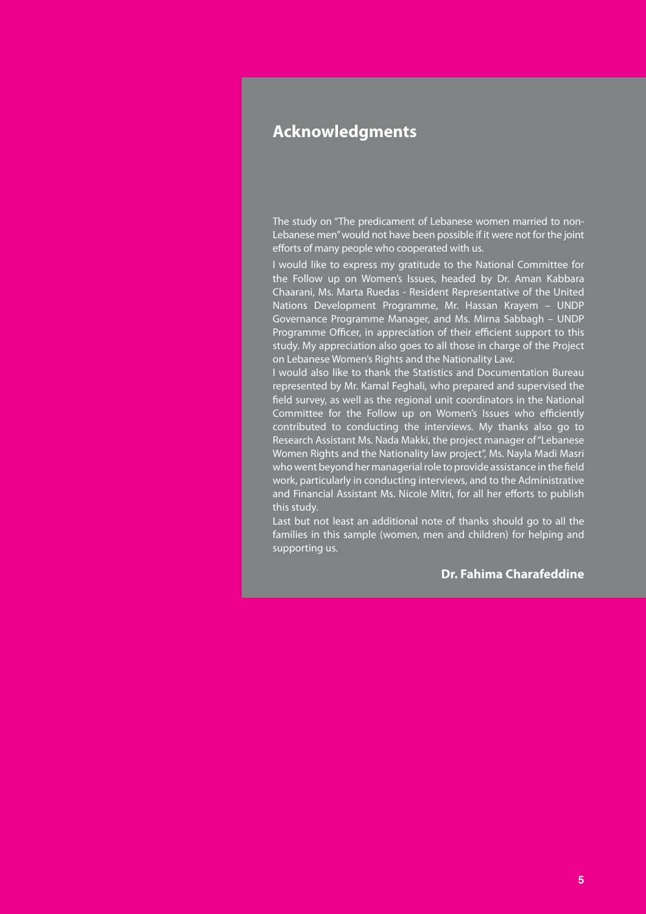# Acknowledgments

The study on "The predicament of Lebanese women married to non-Lebanese men" would not have been possible if it were not for the joint efforts of many people who cooperated with us.

I would like to express my gratitude to the National Committee for the Follow up on Women's Issues, headed by Dr. Aman Kabbara Chaarani, Ms. Marta Ruedas - Resident Representative of the United Nations Development Programme, Mr. Hassan Krayem – UNDP Governance Programme Manager, and Ms. Mirna Sabbagh – UNDP Programme Officer, in appreciation of their efficient support to this study. My appreciation also goes to all those in charge of the Project on Lebanese Women's Rights and the Nationality Law.

I would also like to thank the Statistics and Documentation Bureau represented by Mr. Kamal Feghali, who prepared and supervised the field survey, as well as the regional unit coordinators in the National Committee for the Follow up on Women's Issues who efficiently contributed to conducting the interviews. My thanks also go to Research Assistant Ms. Nada Makki, the project manager of "Lebanese Women Rights and the Nationality law project", Ms. Nayla Madi Masri who went beyond her managerial role to provide assistance in the field work, particularly in conducting interviews, and to the Administrative and Financial Assistant Ms. Nicole Mitri, for all her efforts to publish this study.

Last but not least an additional note of thanks should go to all the families in this sample (women, men and children) for helping and supporting us.

**Dr. Fahima Charafeddine**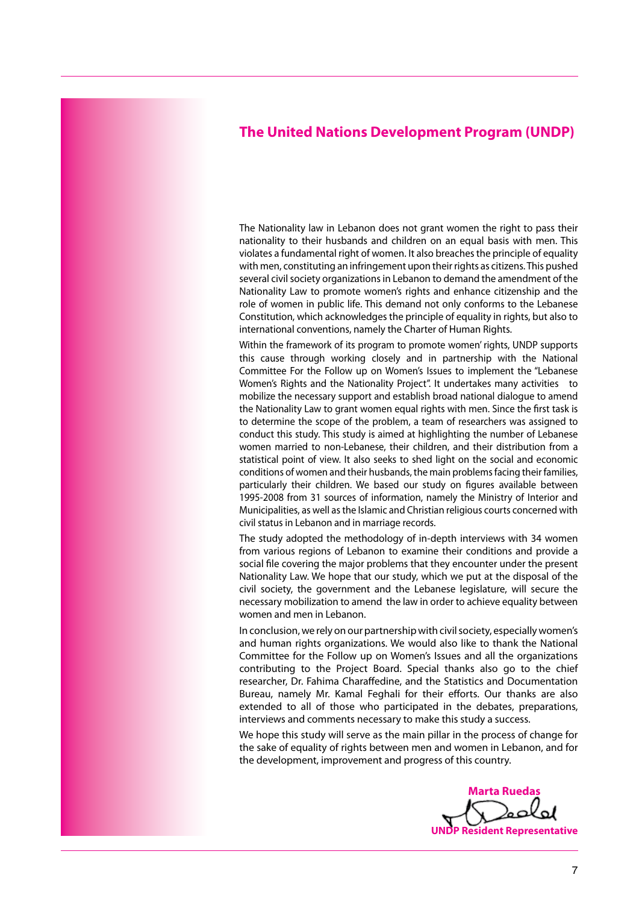## The United Nations Development Program (UNDP)

The Nationality law in Lebanon does not grant women the right to pass their nationality to their husbands and children on an equal basis with men. This violates a fundamental right of women. It also breaches the principle of equality with men, constituting an infringement upon their rights as citizens. This pushed several civil society organizations in Lebanon to demand the amendment of the Nationality Law to promote women's rights and enhance citizenship and the role of women in public life. This demand not only conforms to the Lebanese Constitution, which acknowledges the principle of equality in rights, but also to international conventions, namely the Charter of Human Rights.

Within the framework of its program to promote women' rights, UNDP supports this cause through working closely and in partnership with the National Committee For the Follow up on Women's Issues to implement the "Lebanese Women's Rights and the Nationality Project". It undertakes many activities to mobilize the necessary support and establish broad national dialogue to amend the Nationality Law to grant women equal rights with men. Since the first task is to determine the scope of the problem, a team of researchers was assigned to conduct this study. This study is aimed at highlighting the number of Lebanese women married to non-Lebanese, their children, and their distribution from a statistical point of view. It also seeks to shed light on the social and economic conditions of women and their husbands, the main problems facing their families, particularly their children. We based our study on figures available between 1995-2008 from 31 sources of information, namely the Ministry of Interior and Municipalities, as well as the Islamic and Christian religious courts concerned with civil status in Lebanon and in marriage records.

The study adopted the methodology of in-depth interviews with 34 women from various regions of Lebanon to examine their conditions and provide a social file covering the major problems that they encounter under the present Nationality Law. We hope that our study, which we put at the disposal of the civil society, the government and the Lebanese legislature, will secure the necessary mobilization to amend the law in order to achieve equality between women and men in Lebanon.

In conclusion, we rely on our partnership with civil society, especially women's and human rights organizations. We would also like to thank the National Committee for the Follow up on Women's Issues and all the organizations contributing to the Project Board. Special thanks also go to the chief researcher, Dr. Fahima Charaffedine, and the Statistics and Documentation Bureau, namely Mr. Kamal Feghali for their efforts. Our thanks are also extended to all of those who participated in the debates, preparations, interviews and comments necessary to make this study a success.

We hope this study will serve as the main pillar in the process of change for the sake of equality of rights between men and women in Lebanon, and for the development, improvement and progress of this country.

**Marta Ruedas**

**UNDP Resident Representative**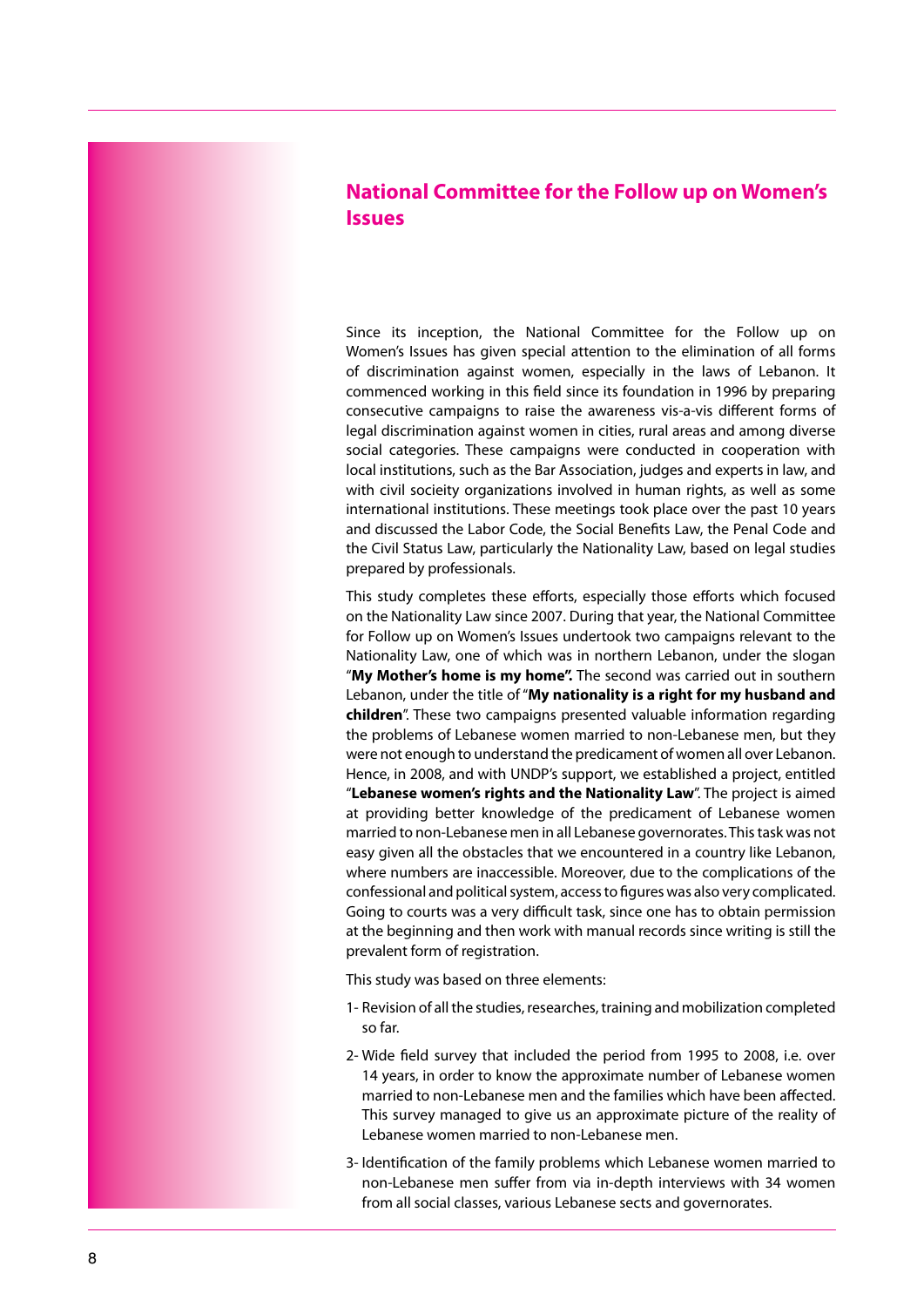## National Committee for the Follow up on Women's Issues

Since its inception, the National Committee for the Follow up on Women's Issues has given special attention to the elimination of all forms of discrimination against women, especially in the laws of Lebanon. It commenced working in this field since its foundation in 1996 by preparing consecutive campaigns to raise the awareness vis-a-vis different forms of legal discrimination against women in cities, rural areas and among diverse social categories. These campaigns were conducted in cooperation with local institutions, such as the Bar Association, judges and experts in law, and with civil socieity organizations involved in human rights, as well as some international institutions. These meetings took place over the past 10 years and discussed the Labor Code, the Social Benefits Law, the Penal Code and the Civil Status Law, particularly the Nationality Law, based on legal studies prepared by professionals.

This study completes these efforts, especially those efforts which focused on the Nationality Law since 2007. During that year, the National Committee for Follow up on Women's Issues undertook two campaigns relevant to the Nationality Law, one of which was in northern Lebanon, under the slogan "**My Mother's home is my home".** The second was carried out in southern Lebanon, under the title of "**My nationality is a right for my husband and children**". These two campaigns presented valuable information regarding the problems of Lebanese women married to non-Lebanese men, but they were not enough to understand the predicament of women all over Lebanon. Hence, in 2008, and with UNDP's support, we established a project, entitled "**Lebanese women's rights and the Nationality Law**". The project is aimed at providing better knowledge of the predicament of Lebanese women married to non-Lebanese men in all Lebanese governorates. This task was not easy given all the obstacles that we encountered in a country like Lebanon, where numbers are inaccessible. Moreover, due to the complications of the confessional and political system, access to figures was also very complicated. Going to courts was a very difficult task, since one has to obtain permission at the beginning and then work with manual records since writing is still the prevalent form of registration.

This study was based on three elements:

1- Revision of all the studies, researches, training and mobilization completed so far.

2- Wide field survey that included the period from 1995 to 2008, i.e. over 14 years, in order to know the approximate number of Lebanese women married to non-Lebanese men and the families which have been affected. This survey managed to give us an approximate picture of the reality of Lebanese women married to non-Lebanese men.

3- Identification of the family problems which Lebanese women married to non-Lebanese men suffer from via in-depth interviews with 34 women from all social classes, various Lebanese sects and governorates.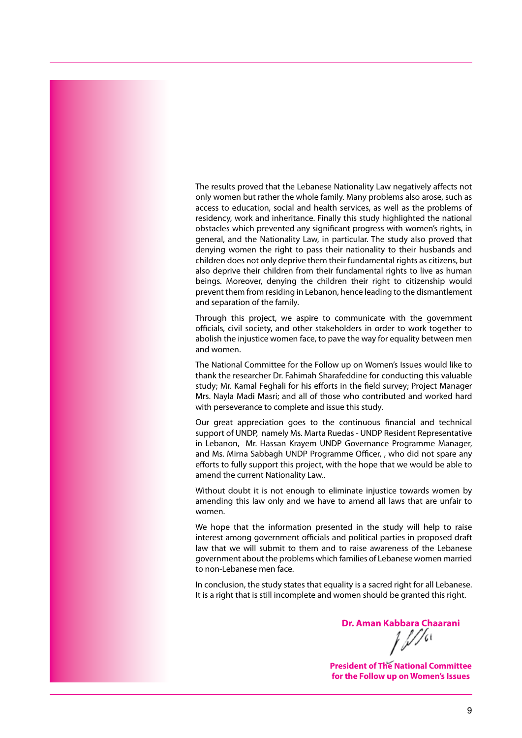The results proved that the Lebanese Nationality Law negatively affects not only women but rather the whole family. Many problems also arose, such as access to education, social and health services, as well as the problems of residency, work and inheritance. Finally this study highlighted the national obstacles which prevented any significant progress with women's rights, in general, and the Nationality Law, in particular. The study also proved that denying women the right to pass their nationality to their husbands and children does not only deprive them their fundamental rights as citizens, but also deprive their children from their fundamental rights to live as human beings. Moreover, denying the children their right to citizenship would prevent them from residing in Lebanon, hence leading to the dismantlement and separation of the family.

Through this project, we aspire to communicate with the government officials, civil society, and other stakeholders in order to work together to abolish the injustice women face, to pave the way for equality between men and women.

The National Committee for the Follow up on Women's Issues would like to thank the researcher Dr. Fahimah Sharafeddine for conducting this valuable study; Mr. Kamal Feghali for his efforts in the field survey; Project Manager Mrs. Nayla Madi Masri; and all of those who contributed and worked hard with perseverance to complete and issue this study.

Our great appreciation goes to the continuous financial and technical support of UNDP, namely Ms. Marta Ruedas - UNDP Resident Representative in Lebanon, Mr. Hassan Krayem UNDP Governance Programme Manager, and Ms. Mirna Sabbagh UNDP Programme Officer, , who did not spare any efforts to fully support this project, with the hope that we would be able to amend the current Nationality Law..

Without doubt it is not enough to eliminate injustice towards women by amending this law only and we have to amend all laws that are unfair to women.

We hope that the information presented in the study will help to raise interest among government officials and political parties in proposed draft law that we will submit to them and to raise awareness of the Lebanese government about the problems which families of Lebanese women married to non-Lebanese men face.

In conclusion, the study states that equality is a sacred right for all Lebanese. It is a right that is still incomplete and women should be granted this right.

**Dr. Aman Kabbara Chaarani**

**President of The National Committee for the Follow up on Women's Issues**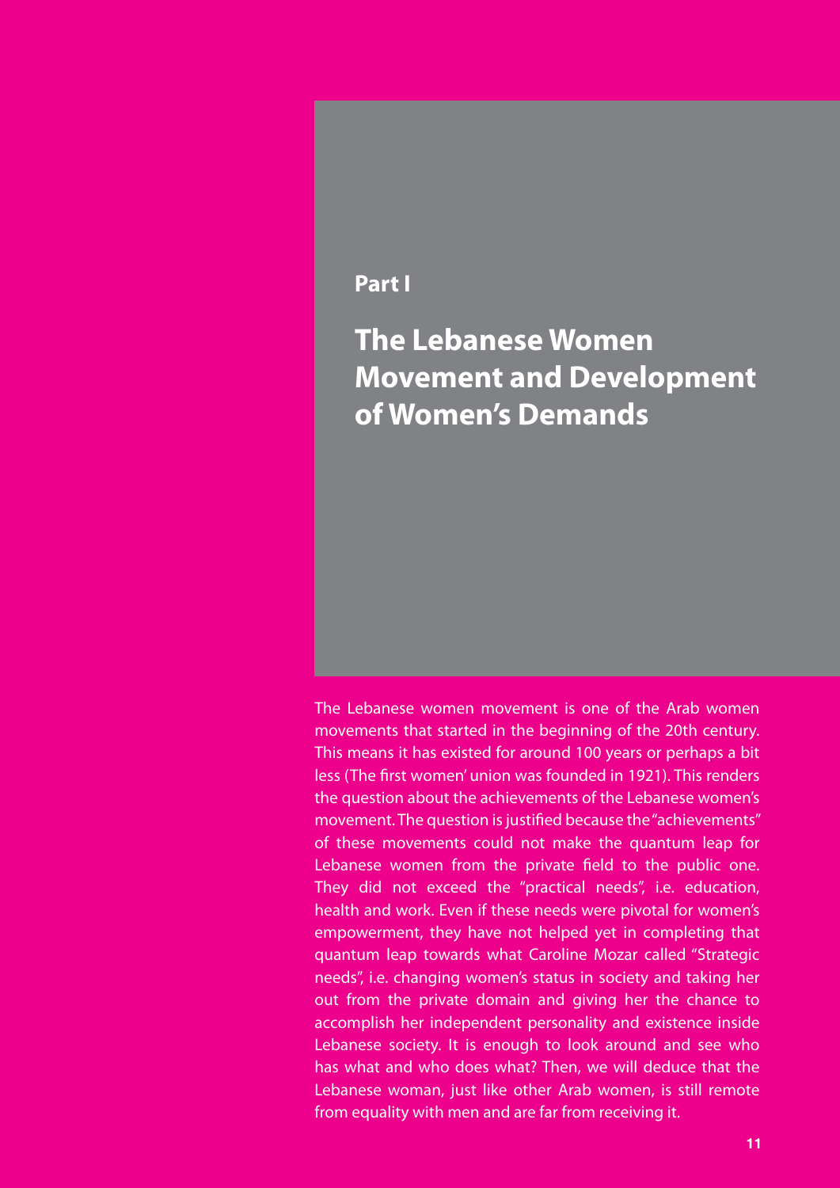**Part I**

# The Lebanese Women Movement and Development of Women's Demands

The Lebanese women movement is one of the Arab women movements that started in the beginning of the 20th century. This means it has existed for around 100 years or perhaps a bit less (The first women' union was founded in 1921). This renders the question about the achievements of the Lebanese women's movement. The question is justified because the "achievements" of these movements could not make the quantum leap for Lebanese women from the private field to the public one. They did not exceed the "practical needs", i.e. education, health and work. Even if these needs were pivotal for women's empowerment, they have not helped yet in completing that quantum leap towards what Caroline Mozar called "Strategic needs", i.e. changing women's status in society and taking her out from the private domain and giving her the chance to accomplish her independent personality and existence inside Lebanese society. It is enough to look around and see who has what and who does what? Then, we will deduce that the Lebanese woman, just like other Arab women, is still remote from equality with men and are far from receiving it.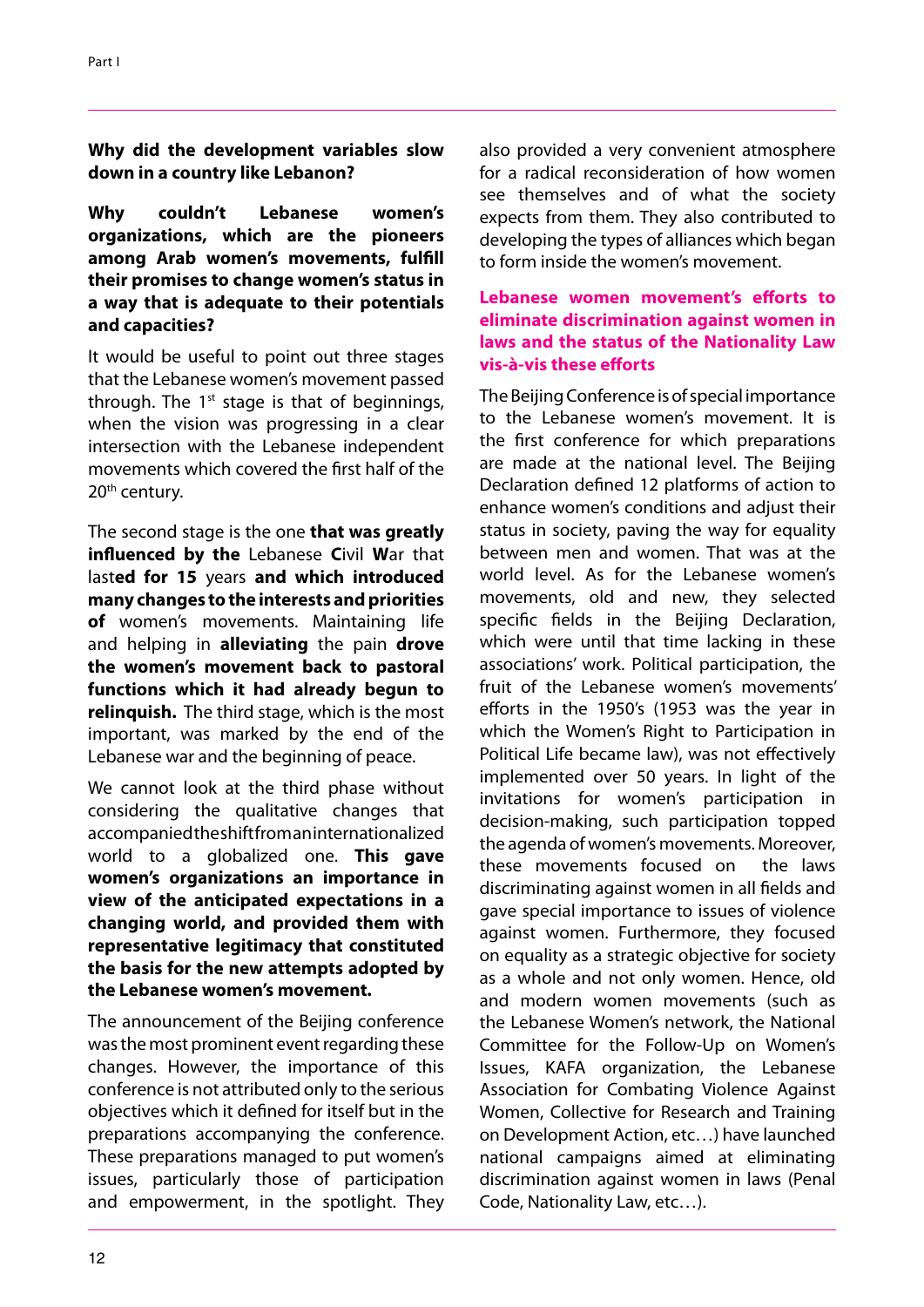**Why did the development variables slow down in a country like Lebanon?**

**Why couldn't Lebanese women's organizations, which are the pioneers among Arab women's movements, fulfill their promises to change women's status in a way that is adequate to their potentials and capacities?**

It would be useful to point out three stages that the Lebanese women's movement passed through. The 1st stage is that of beginnings, when the vision was progressing in a clear intersection with the Lebanese independent movements which covered the first half of the 20th century.

The second stage is the one **that was greatly influenced by the** Lebanese **C**ivil **W**ar that last**ed for 15** years **and which introduced many changes to the interests and priorities of** women's movements. Maintaining life and helping in **alleviating** the pain **drove the women's movement back to pastoral functions which it had already begun to relinquish.** The third stage, which is the most important, was marked by the end of the Lebanese war and the beginning of peace.

We cannot look at the third phase without considering the qualitative changes that accompanied the shift from an internationalized world to a globalized one. **This gave women's organizations an importance in view of the anticipated expectations in a changing world, and provided them with representative legitimacy that constituted the basis for the new attempts adopted by the Lebanese women's movement.**

The announcement of the Beijing conference was the most prominent event regarding these changes. However, the importance of this conference is not attributed only to the serious objectives which it defined for itself but in the preparations accompanying the conference. These preparations managed to put women's issues, particularly those of participation and empowerment, in the spotlight. They also provided a very convenient atmosphere for a radical reconsideration of how women see themselves and of what the society expects from them. They also contributed to developing the types of alliances which began to form inside the women's movement.

## Lebanese women movement's efforts to eliminate discrimination against women in laws and the status of the Nationality Law vis-à-vis these efforts

The Beijing Conference is of special importance to the Lebanese women's movement. It is the first conference for which preparations are made at the national level. The Beijing Declaration defined 12 platforms of action to enhance women's conditions and adjust their status in society, paving the way for equality between men and women. That was at the world level. As for the Lebanese women's movements, old and new, they selected specific fields in the Beijing Declaration, which were until that time lacking in these associations' work. Political participation, the fruit of the Lebanese women's movements' efforts in the 1950's (1953 was the year in which the Women's Right to Participation in Political Life became law), was not effectively implemented over 50 years. In light of the invitations for women's participation in decision-making, such participation topped the agenda of women's movements. Moreover, these movements focused on the laws discriminating against women in all fields and gave special importance to issues of violence against women. Furthermore, they focused on equality as a strategic objective for society as a whole and not only women. Hence, old and modern women movements (such as the Lebanese Women's network, the National Committee for the Follow-Up on Women's Issues, KAFA organization, the Lebanese Association for Combating Violence Against Women, Collective for Research and Training on Development Action, etc…) have launched national campaigns aimed at eliminating discrimination against women in laws (Penal Code, Nationality Law, etc…).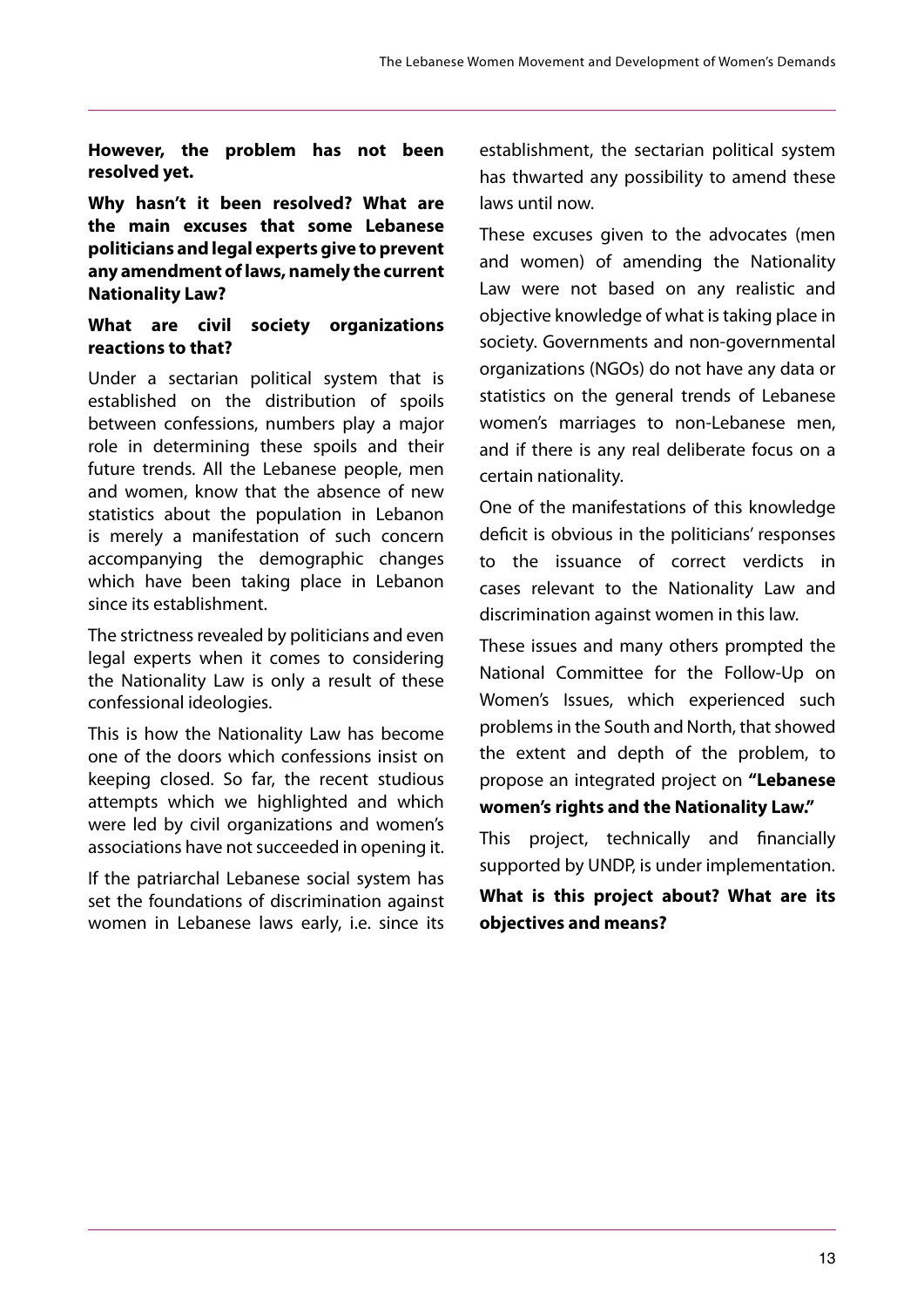**However, the problem has not been resolved yet.**

**Why hasn't it been resolved? What are the main excuses that some Lebanese politicians and legal experts give to prevent any amendment of laws, namely the current Nationality Law?**

**What are civil society organizations reactions to that?**

Under a sectarian political system that is established on the distribution of spoils between confessions, numbers play a major role in determining these spoils and their future trends. All the Lebanese people, men and women, know that the absence of new statistics about the population in Lebanon is merely a manifestation of such concern accompanying the demographic changes which have been taking place in Lebanon since its establishment.

The strictness revealed by politicians and even legal experts when it comes to considering the Nationality Law is only a result of these confessional ideologies.

This is how the Nationality Law has become one of the doors which confessions insist on keeping closed. So far, the recent studious attempts which we highlighted and which were led by civil organizations and women's associations have not succeeded in opening it.

If the patriarchal Lebanese social system has set the foundations of discrimination against women in Lebanese laws early, i.e. since its establishment, the sectarian political system has thwarted any possibility to amend these laws until now.

These excuses given to the advocates (men and women) of amending the Nationality Law were not based on any realistic and objective knowledge of what is taking place in society. Governments and non-governmental organizations (NGOs) do not have any data or statistics on the general trends of Lebanese women's marriages to non-Lebanese men, and if there is any real deliberate focus on a certain nationality.

One of the manifestations of this knowledge deficit is obvious in the politicians' responses to the issuance of correct verdicts in cases relevant to the Nationality Law and discrimination against women in this law.

These issues and many others prompted the National Committee for the Follow-Up on Women's Issues, which experienced such problems in the South and North, that showed the extent and depth of the problem, to propose an integrated project on **"Lebanese women's rights and the Nationality Law."**

This project, technically and financially supported by UNDP, is under implementation.

**What is this project about? What are its objectives and means?**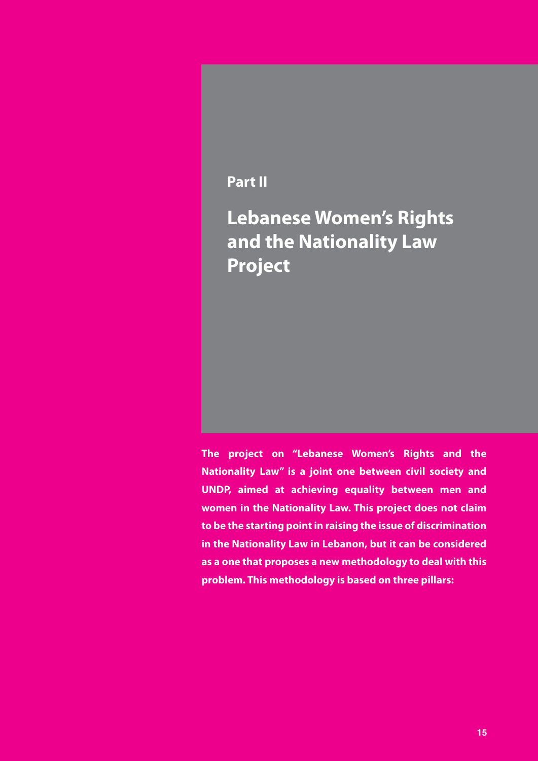## Part II

# Lebanese Women's Rights and the Nationality Law Project

**The project on "Lebanese Women's Rights and the Nationality Law" is a joint one between civil society and UNDP, aimed at achieving equality between men and women in the Nationality Law. This project does not claim to be the starting point in raising the issue of discrimination in the Nationality Law in Lebanon, but it can be considered as a one that proposes a new methodology to deal with this problem. This methodology is based on three pillars:**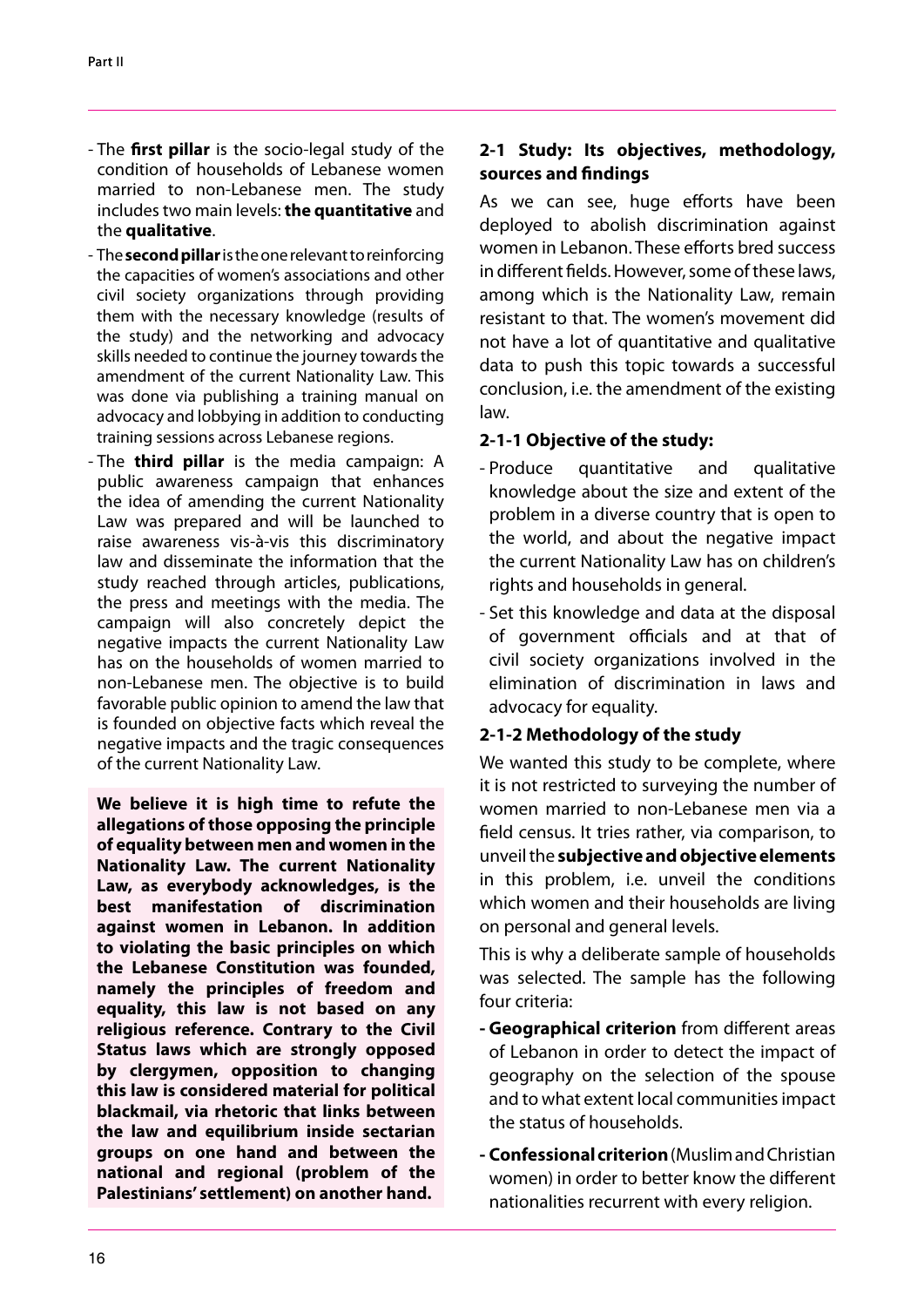- The **first pillar** is the socio-legal study of the condition of households of Lebanese women married to non-Lebanese men. The study includes two main levels: **the quantitative** and the **qualitative**.
- The **second pillar** is the one relevant to reinforcing the capacities of women's associations and other civil society organizations through providing them with the necessary knowledge (results of the study) and the networking and advocacy skills needed to continue the journey towards the amendment of the current Nationality Law. This was done via publishing a training manual on advocacy and lobbying in addition to conducting training sessions across Lebanese regions.
- The **third pillar** is the media campaign: A public awareness campaign that enhances the idea of amending the current Nationality Law was prepared and will be launched to raise awareness vis-à-vis this discriminatory law and disseminate the information that the study reached through articles, publications, the press and meetings with the media. The campaign will also concretely depict the negative impacts the current Nationality Law has on the households of women married to non-Lebanese men. The objective is to build favorable public opinion to amend the law that is founded on objective facts which reveal the negative impacts and the tragic consequences of the current Nationality Law.

**We believe it is high time to refute the allegations of those opposing the principle of equality between men and women in the Nationality Law. The current Nationality Law, as everybody acknowledges, is the best manifestation of discrimination against women in Lebanon. In addition to violating the basic principles on which the Lebanese Constitution was founded, namely the principles of freedom and equality, this law is not based on any religious reference. Contrary to the Civil Status laws which are strongly opposed by clergymen, opposition to changing this law is considered material for political blackmail, via rhetoric that links between the law and equilibrium inside sectarian groups on one hand and between the national and regional (problem of the Palestinians' settlement) on another hand.**

## 2-1 Study: Its objectives, methodology, sources and findings

As we can see, huge efforts have been deployed to abolish discrimination against women in Lebanon. These efforts bred success in different fields. However, some of these laws, among which is the Nationality Law, remain resistant to that. The women's movement did not have a lot of quantitative and qualitative data to push this topic towards a successful conclusion, i.e. the amendment of the existing law.

### 2-1-1 Objective of the study:

- Produce quantitative and qualitative knowledge about the size and extent of the problem in a diverse country that is open to the world, and about the negative impact the current Nationality Law has on children's rights and households in general.
- Set this knowledge and data at the disposal of government officials and at that of civil society organizations involved in the elimination of discrimination in laws and advocacy for equality.

### 2-1-2 Methodology of the study

We wanted this study to be complete, where it is not restricted to surveying the number of women married to non-Lebanese men via a field census. It tries rather, via comparison, to unveil the **subjective and objective elements** in this problem, i.e. unveil the conditions which women and their households are living on personal and general levels.

This is why a deliberate sample of households was selected. The sample has the following four criteria:

- **Geographical criterion** from different areas of Lebanon in order to detect the impact of geography on the selection of the spouse and to what extent local communities impact the status of households.
- **Confessional criterion** (Muslim and Christian women) in order to better know the different nationalities recurrent with every religion.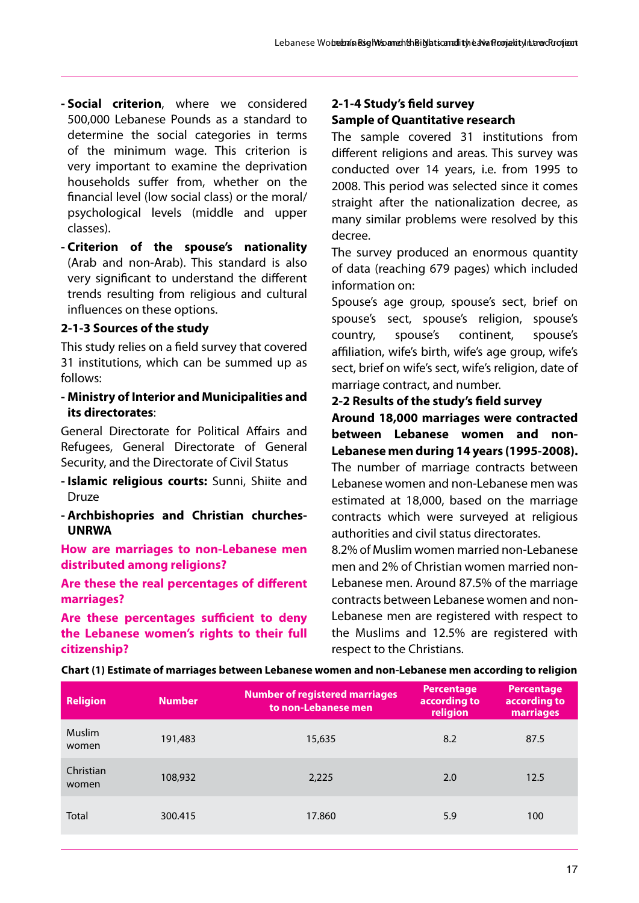- **Social criterion**, where we considered 500,000 Lebanese Pounds as a standard to determine the social categories in terms of the minimum wage. This criterion is very important to examine the deprivation households suffer from, whether on the financial level (low social class) or the moral/psychological levels (middle and upper classes).
- **Criterion of the spouse's nationality** (Arab and non-Arab). This standard is also very significant to understand the different trends resulting from religious and cultural influences on these options.

### 2-1-3 Sources of the study

This study relies on a field survey that covered 31 institutions, which can be summed up as follows:

- **Ministry of Interior and Municipalities and its directorates**:

General Directorate for Political Affairs and Refugees, General Directorate of General Security, and the Directorate of Civil Status

- **Islamic religious courts:** Sunni, Shiite and Druze
- **Archbishopries and Christian churches-UNRWA**

**How are marriages to non-Lebanese men distributed among religions?**

**Are these the real percentages of different marriages?**

**Are these percentages sufficient to deny the Lebanese women's rights to their full citizenship?**

### 2-1-4 Study's field survey

**Sample of Quantitative research**

The sample covered 31 institutions from different religions and areas. This survey was conducted over 14 years, i.e. from 1995 to 2008. This period was selected since it comes straight after the nationalization decree, as many similar problems were resolved by this decree.

The survey produced an enormous quantity of data (reaching 679 pages) which included information on:

Spouse's age group, spouse's sect, brief on spouse's sect, spouse's religion, spouse's country, spouse's continent, spouse's affiliation, wife's birth, wife's age group, wife's sect, brief on wife's sect, wife's religion, date of marriage contract, and number.

## 2-2 Results of the study's field survey

**Around 18,000 marriages were contracted between Lebanese women and non-Lebanese men during 14 years (1995-2008).**

The number of marriage contracts between Lebanese women and non-Lebanese men was estimated at 18,000, based on the marriage contracts which were surveyed at religious authorities and civil status directorates.

8.2% of Muslim women married non-Lebanese men and 2% of Christian women married non-Lebanese men. Around 87.5% of the marriage contracts between Lebanese women and non-Lebanese men are registered with respect to the Muslims and 12.5% are registered with respect to the Christians.

**Chart (1) Estimate of marriages between Lebanese women and non-Lebanese men according to religion**

| Religion | Number | Number of registered marriages to non-Lebanese men | Percentage according to religion | Percentage according to marriages |
|---|---|---|---|---|
| Muslim women | 191,483 | 15,635 | 8.2 | 87.5 |
| Christian women | 108,932 | 2,225 | 2.0 | 12.5 |
| Total | 300.415 | 17.860 | 5.9 | 100 |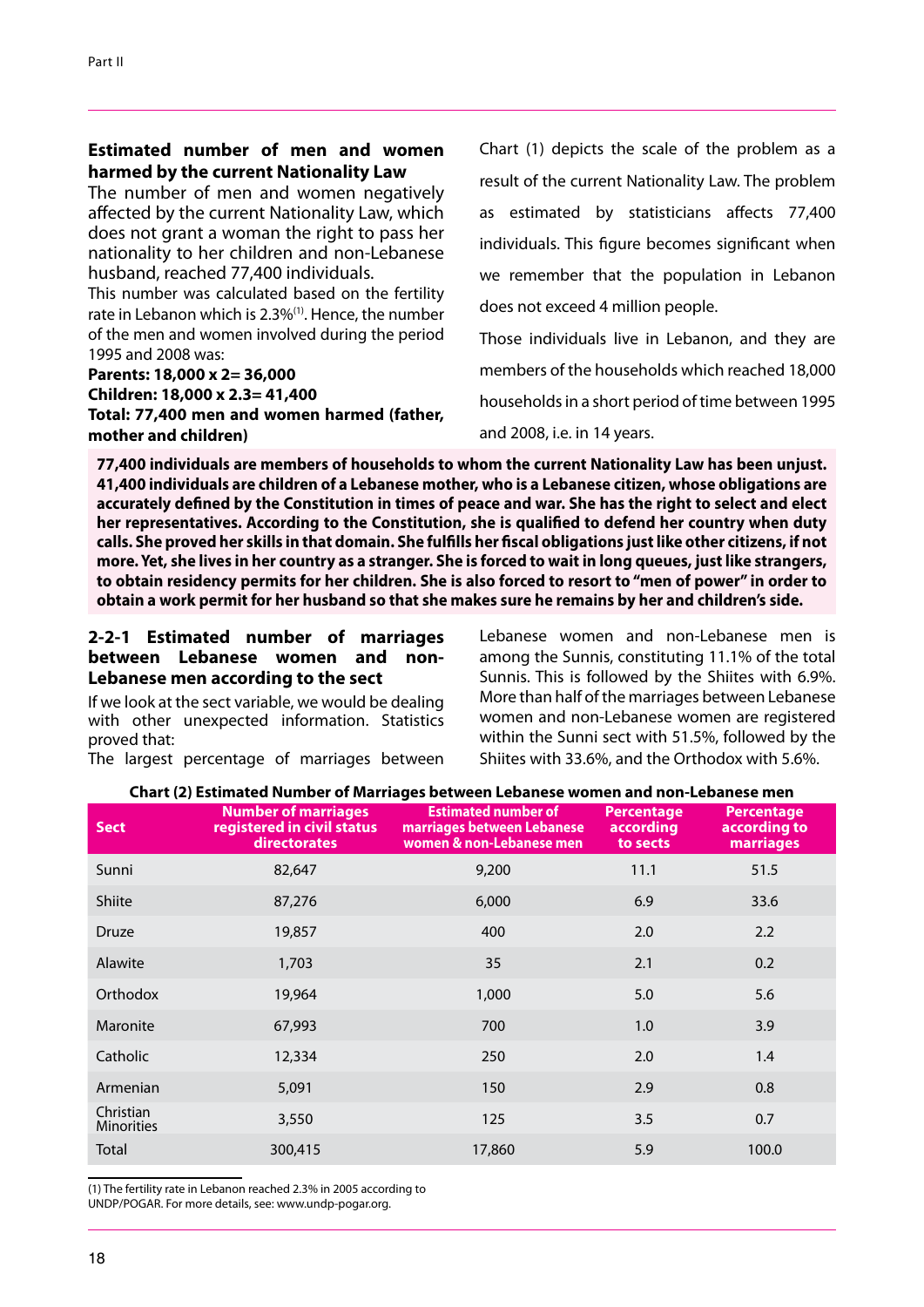**Estimated number of men and women harmed by the current Nationality Law**

The number of men and women negatively affected by the current Nationality Law, which does not grant a woman the right to pass her nationality to her children and non-Lebanese husband, reached 77,400 individuals.

This number was calculated based on the fertility rate in Lebanon which is 2.3%[1]. Hence, the number of the men and women involved during the period 1995 and 2008 was:

**Parents: 18,000 x 2= 36,000**
**Children: 18,000 x 2.3= 41,400**
**Total: 77,400 men and women harmed (father, mother and children)**

Chart (1) depicts the scale of the problem as a result of the current Nationality Law. The problem as estimated by statisticians affects 77,400 individuals. This figure becomes significant when we remember that the population in Lebanon does not exceed 4 million people.

Those individuals live in Lebanon, and they are members of the households which reached 18,000 households in a short period of time between 1995 and 2008, i.e. in 14 years.

**77,400 individuals are members of households to whom the current Nationality Law has been unjust. 41,400 individuals are children of a Lebanese mother, who is a Lebanese citizen, whose obligations are accurately defined by the Constitution in times of peace and war. She has the right to select and elect her representatives. According to the Constitution, she is qualified to defend her country when duty calls. She proved her skills in that domain. She fulfills her fiscal obligations just like other citizens, if not more. Yet, she lives in her country as a stranger. She is forced to wait in long queues, just like strangers, to obtain residency permits for her children. She is also forced to resort to "men of power" in order to obtain a work permit for her husband so that she makes sure he remains by her and children's side.**

### 2-2-1 Estimated number of marriages between Lebanese women and non-Lebanese men according to the sect

If we look at the sect variable, we would be dealing with other unexpected information. Statistics proved that:

The largest percentage of marriages between Lebanese women and non-Lebanese men is among the Sunnis, constituting 11.1% of the total Sunnis. This is followed by the Shiites with 6.9%. More than half of the marriages between Lebanese women and non-Lebanese women are registered within the Sunni sect with 51.5%, followed by the Shiites with 33.6%, and the Orthodox with 5.6%.

**Chart (2) Estimated Number of Marriages between Lebanese women and non-Lebanese men**

| Sect | Number of marriages registered in civil status directorates | Estimated number of marriages between Lebanese women & non-Lebanese men | Percentage according to sects | Percentage according to marriages |
|---|---|---|---|---|
| Sunni | 82,647 | 9,200 | 11.1 | 51.5 |
| Shiite | 87,276 | 6,000 | 6.9 | 33.6 |
| Druze | 19,857 | 400 | 2.0 | 2.2 |
| Alawite | 1,703 | 35 | 2.1 | 0.2 |
| Orthodox | 19,964 | 1,000 | 5.0 | 5.6 |
| Maronite | 67,993 | 700 | 1.0 | 3.9 |
| Catholic | 12,334 | 250 | 2.0 | 1.4 |
| Armenian | 5,091 | 150 | 2.9 | 0.8 |
| Christian Minorities | 3,550 | 125 | 3.5 | 0.7 |
| Total | 300,415 | 17,860 | 5.9 | 100.0 |

(1) The fertility rate in Lebanon reached 2.3% in 2005 according to UNDP/POGAR. For more details, see: www.undp-pogar.org.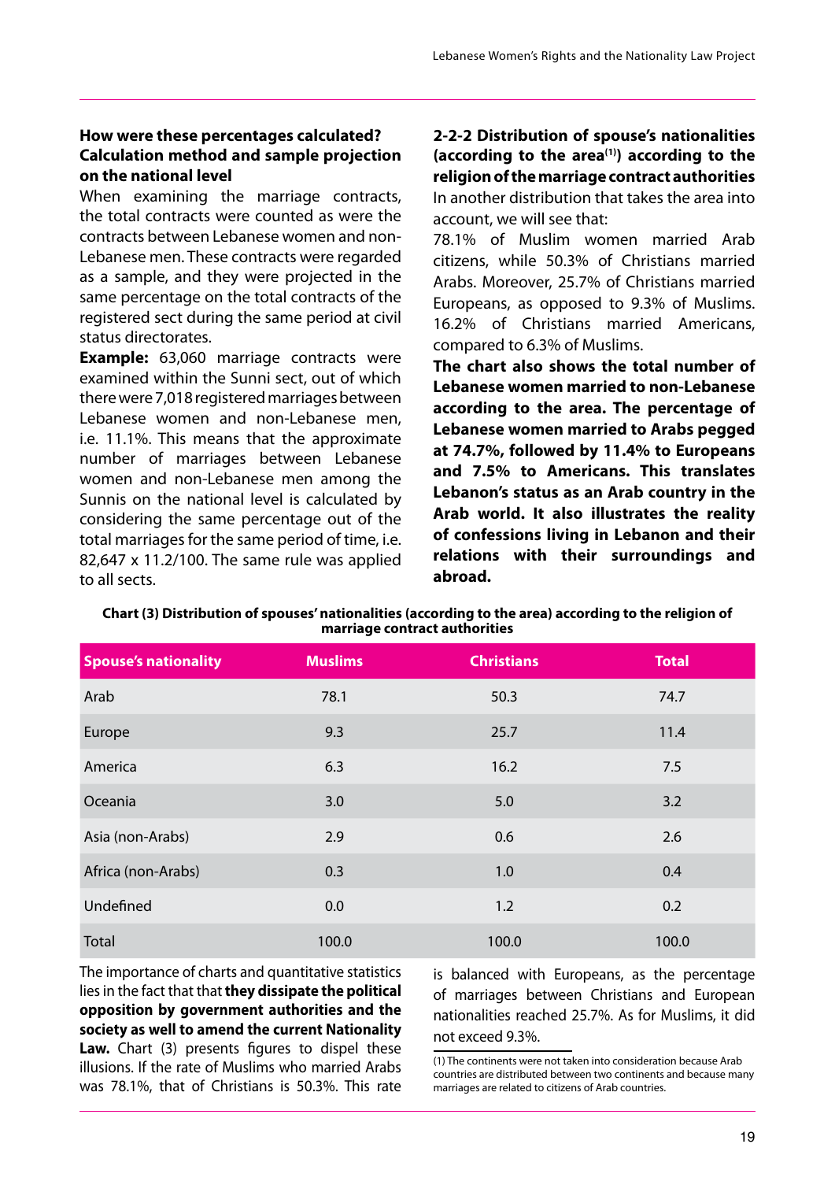**How were these percentages calculated? Calculation method and sample projection on the national level**

When examining the marriage contracts, the total contracts were counted as were the contracts between Lebanese women and non-Lebanese men. These contracts were regarded as a sample, and they were projected in the same percentage on the total contracts of the registered sect during the same period at civil status directorates.

**Example:** 63,060 marriage contracts were examined within the Sunni sect, out of which there were 7,018 registered marriages between Lebanese women and non-Lebanese men, i.e. 11.1%. This means that the approximate number of marriages between Lebanese women and non-Lebanese men among the Sunnis on the national level is calculated by considering the same percentage out of the total marriages for the same period of time, i.e. 82,647 x 11.2/100. The same rule was applied to all sects.

**2-2-2 Distribution of spouse's nationalities (according to the area[1]) according to the religion of the marriage contract authorities**

In another distribution that takes the area into account, we will see that:

78.1% of Muslim women married Arab citizens, while 50.3% of Christians married Arabs. Moreover, 25.7% of Christians married Europeans, as opposed to 9.3% of Muslims. 16.2% of Christians married Americans, compared to 6.3% of Muslims.

**The chart also shows the total number of Lebanese women married to non-Lebanese according to the area. The percentage of Lebanese women married to Arabs pegged at 74.7%, followed by 11.4% to Europeans and 7.5% to Americans. This translates Lebanon's status as an Arab country in the Arab world. It also illustrates the reality of confessions living in Lebanon and their relations with their surroundings and abroad.**

**Chart (3) Distribution of spouses' nationalities (according to the area) according to the religion of marriage contract authorities**

| Spouse's nationality | Muslims | Christians | Total |
|---|---|---|---|
| Arab | 78.1 | 50.3 | 74.7 |
| Europe | 9.3 | 25.7 | 11.4 |
| America | 6.3 | 16.2 | 7.5 |
| Oceania | 3.0 | 5.0 | 3.2 |
| Asia (non-Arabs) | 2.9 | 0.6 | 2.6 |
| Africa (non-Arabs) | 0.3 | 1.0 | 0.4 |
| Undefined | 0.0 | 1.2 | 0.2 |
| Total | 100.0 | 100.0 | 100.0 |

The importance of charts and quantitative statistics lies in the fact that that **they dissipate the political opposition by government authorities and the society as well to amend the current Nationality Law.** Chart (3) presents figures to dispel these illusions. If the rate of Muslims who married Arabs was 78.1%, that of Christians is 50.3%. This rate is balanced with Europeans, as the percentage of marriages between Christians and European nationalities reached 25.7%. As for Muslims, it did not exceed 9.3%.

(1) The continents were not taken into consideration because Arab countries are distributed between two continents and because many marriages are related to citizens of Arab countries.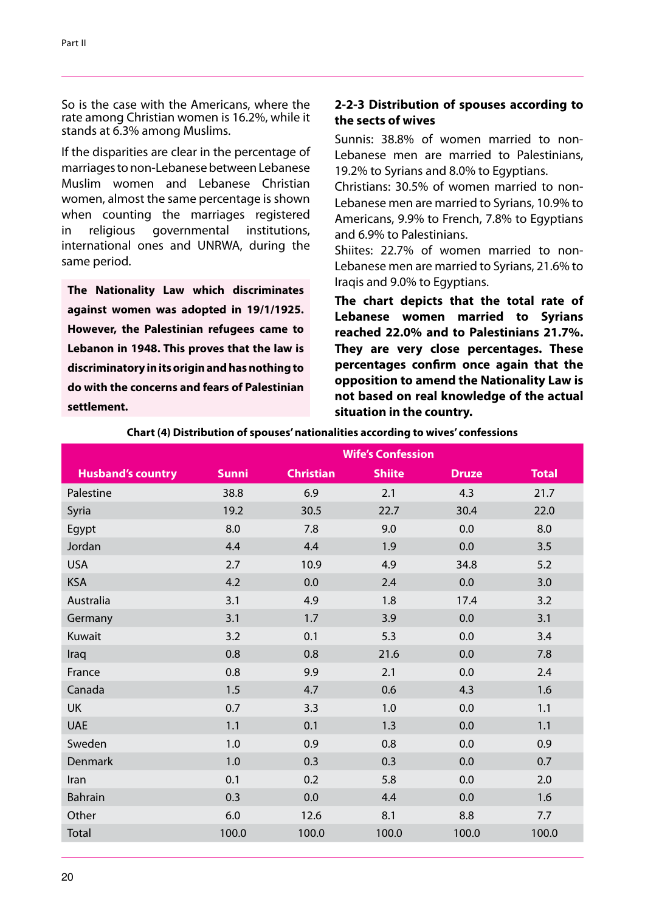So is the case with the Americans, where the rate among Christian women is 16.2%, while it stands at 6.3% among Muslims.

If the disparities are clear in the percentage of marriages to non-Lebanese between Lebanese Muslim women and Lebanese Christian women, almost the same percentage is shown when counting the marriages registered in religious governmental institutions, international ones and UNRWA, during the same period.

**The Nationality Law which discriminates against women was adopted in 19/1/1925. However, the Palestinian refugees came to Lebanon in 1948. This proves that the law is discriminatory in its origin and has nothing to do with the concerns and fears of Palestinian settlement.**

### 2-2-3 Distribution of spouses according to the sects of wives

Sunnis: 38.8% of women married to non-Lebanese men are married to Palestinians, 19.2% to Syrians and 8.0% to Egyptians.

Christians: 30.5% of women married to non-Lebanese men are married to Syrians, 10.9% to Americans, 9.9% to French, 7.8% to Egyptians and 6.9% to Palestinians.

Shiites: 22.7% of women married to non-Lebanese men are married to Syrians, 21.6% to Iraqis and 9.0% to Egyptians.

**The chart depicts that the total rate of Lebanese women married to Syrians reached 22.0% and to Palestinians 21.7%. They are very close percentages. These percentages confirm once again that the opposition to amend the Nationality Law is not based on real knowledge of the actual situation in the country.**

**Chart (4) Distribution of spouses' nationalities according to wives' confessions**

| | Wife's Confession | | | | |
|---|---|---|---|---|---|
| Husband's country | Sunni | Christian | Shiite | Druze | Total |
| Palestine | 38.8 | 6.9 | 2.1 | 4.3 | 21.7 |
| Syria | 19.2 | 30.5 | 22.7 | 30.4 | 22.0 |
| Egypt | 8.0 | 7.8 | 9.0 | 0.0 | 8.0 |
| Jordan | 4.4 | 4.4 | 1.9 | 0.0 | 3.5 |
| USA | 2.7 | 10.9 | 4.9 | 34.8 | 5.2 |
| KSA | 4.2 | 0.0 | 2.4 | 0.0 | 3.0 |
| Australia | 3.1 | 4.9 | 1.8 | 17.4 | 3.2 |
| Germany | 3.1 | 1.7 | 3.9 | 0.0 | 3.1 |
| Kuwait | 3.2 | 0.1 | 5.3 | 0.0 | 3.4 |
| Iraq | 0.8 | 0.8 | 21.6 | 0.0 | 7.8 |
| France | 0.8 | 9.9 | 2.1 | 0.0 | 2.4 |
| Canada | 1.5 | 4.7 | 0.6 | 4.3 | 1.6 |
| UK | 0.7 | 3.3 | 1.0 | 0.0 | 1.1 |
| UAE | 1.1 | 0.1 | 1.3 | 0.0 | 1.1 |
| Sweden | 1.0 | 0.9 | 0.8 | 0.0 | 0.9 |
| Denmark | 1.0 | 0.3 | 0.3 | 0.0 | 0.7 |
| Iran | 0.1 | 0.2 | 5.8 | 0.0 | 2.0 |
| Bahrain | 0.3 | 0.0 | 4.4 | 0.0 | 1.6 |
| Other | 6.0 | 12.6 | 8.1 | 8.8 | 7.7 |
| Total | 100.0 | 100.0 | 100.0 | 100.0 | 100.0 |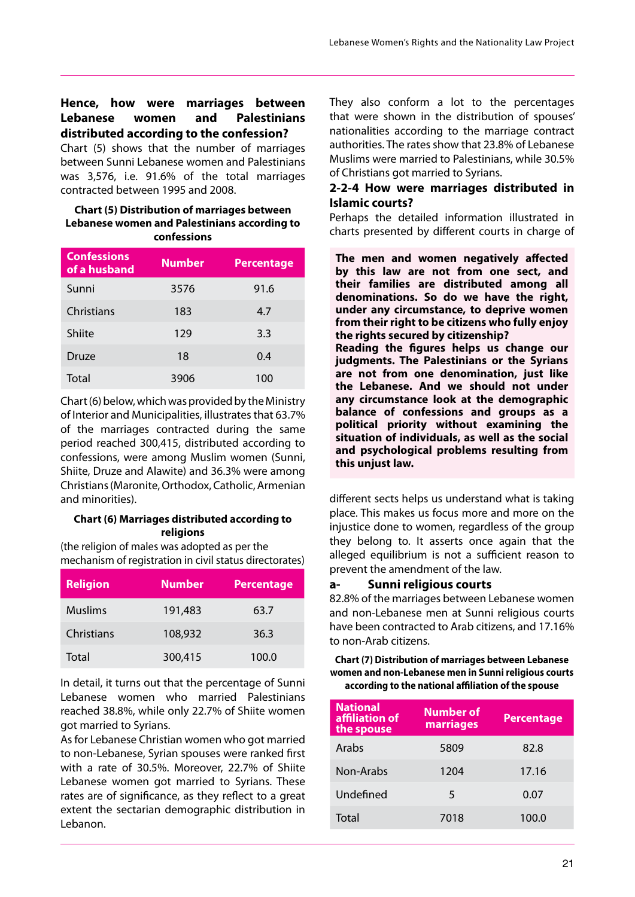**Hence, how were marriages between Lebanese women and Palestinians distributed according to the confession?**

Chart (5) shows that the number of marriages between Sunni Lebanese women and Palestinians was 3,576, i.e. 91.6% of the total marriages contracted between 1995 and 2008.

**Chart (5) Distribution of marriages between Lebanese women and Palestinians according to confessions**

| Confessions of a husband | Number | Percentage |
|---|---|---|
| Sunni | 3576 | 91.6 |
| Christians | 183 | 4.7 |
| Shiite | 129 | 3.3 |
| Druze | 18 | 0.4 |
| Total | 3906 | 100 |

Chart (6) below, which was provided by the Ministry of Interior and Municipalities, illustrates that 63.7% of the marriages contracted during the same period reached 300,415, distributed according to confessions, were among Muslim women (Sunni, Shiite, Druze and Alawite) and 36.3% were among Christians (Maronite, Orthodox, Catholic, Armenian and minorities).

**Chart (6) Marriages distributed according to religions**

(the religion of males was adopted as per the mechanism of registration in civil status directorates)

| Religion | Number | Percentage |
|---|---|---|
| Muslims | 191,483 | 63.7 |
| Christians | 108,932 | 36.3 |
| Total | 300,415 | 100.0 |

In detail, it turns out that the percentage of Sunni Lebanese women who married Palestinians reached 38.8%, while only 22.7% of Shiite women got married to Syrians.

As for Lebanese Christian women who got married to non-Lebanese, Syrian spouses were ranked first with a rate of 30.5%. Moreover, 22.7% of Shiite Lebanese women got married to Syrians. These rates are of significance, as they reflect to a great extent the sectarian demographic distribution in Lebanon.

They also conform a lot to the percentages that were shown in the distribution of spouses' nationalities according to the marriage contract authorities. The rates show that 23.8% of Lebanese Muslims were married to Palestinians, while 30.5% of Christians got married to Syrians.

### 2-2-4 How were marriages distributed in Islamic courts?

Perhaps the detailed information illustrated in charts presented by different courts in charge of different sects helps us understand what is taking place. This makes us focus more and more on the injustice done to women, regardless of the group they belong to. It asserts once again that the alleged equilibrium is not a sufficient reason to prevent the amendment of the law.

> **The men and women negatively affected by this law are not from one sect, and their families are distributed among all denominations. So do we have the right, under any circumstance, to deprive women from their right to be citizens who fully enjoy the rights secured by citizenship?**
> **Reading the figures helps us change our judgments. The Palestinians or the Syrians are not from one denomination, just like the Lebanese. And we should not under any circumstance look at the demographic balance of confessions and groups as a political priority without examining the situation of individuals, as well as the social and psychological problems resulting from this unjust law.**

#### a- Sunni religious courts

82.8% of the marriages between Lebanese women and non-Lebanese men at Sunni religious courts have been contracted to Arab citizens, and 17.16% to non-Arab citizens.

**Chart (7) Distribution of marriages between Lebanese women and non-Lebanese men in Sunni religious courts according to the national affiliation of the spouse**

| National affiliation of the spouse | Number of marriages | Percentage |
|---|---|---|
| Arabs | 5809 | 82.8 |
| Non-Arabs | 1204 | 17.16 |
| Undefined | 5 | 0.07 |
| Total | 7018 | 100.0 |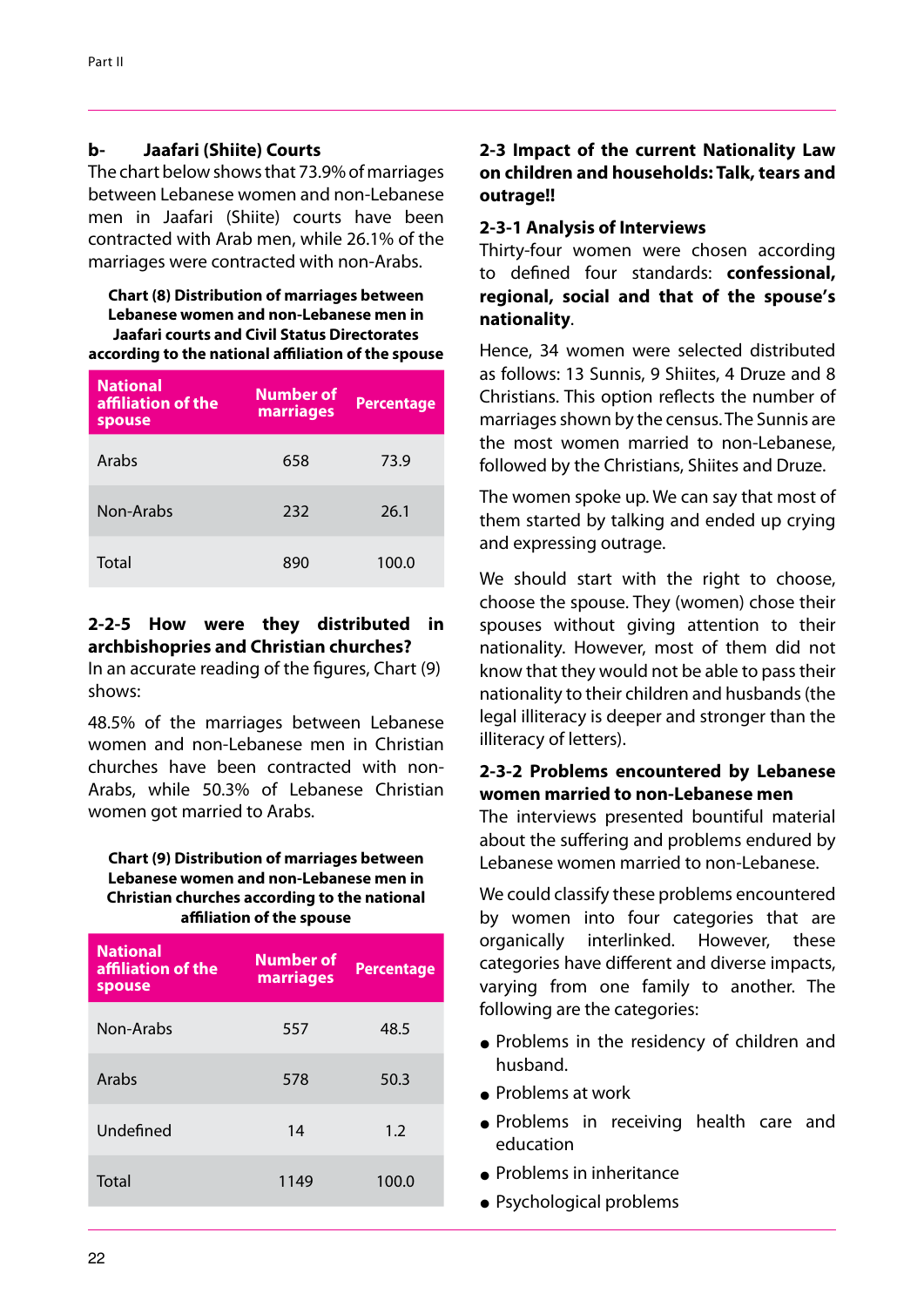### b- Jaafari (Shiite) Courts

The chart below shows that 73.9% of marriages between Lebanese women and non-Lebanese men in Jaafari (Shiite) courts have been contracted with Arab men, while 26.1% of the marriages were contracted with non-Arabs.

**Chart (8) Distribution of marriages between Lebanese women and non-Lebanese men in Jaafari courts and Civil Status Directorates according to the national affiliation of the spouse**

| National affiliation of the spouse | Number of marriages | Percentage |
|---|---|---|
| Arabs | 658 | 73.9 |
| Non-Arabs | 232 | 26.1 |
| Total | 890 | 100.0 |

### 2-2-5 How were they distributed in archbishopries and Christian churches?

In an accurate reading of the figures, Chart (9) shows:

48.5% of the marriages between Lebanese women and non-Lebanese men in Christian churches have been contracted with non-Arabs, while 50.3% of Lebanese Christian women got married to Arabs.

**Chart (9) Distribution of marriages between Lebanese women and non-Lebanese men in Christian churches according to the national affiliation of the spouse**

| National affiliation of the spouse | Number of marriages | Percentage |
|---|---|---|
| Non-Arabs | 557 | 48.5 |
| Arabs | 578 | 50.3 |
| Undefined | 14 | 1.2 |
| Total | 1149 | 100.0 |

## 2-3 Impact of the current Nationality Law on children and households: Talk, tears and outrage!!

### 2-3-1 Analysis of Interviews

Thirty-four women were chosen according to defined four standards: **confessional, regional, social and that of the spouse's nationality**.

Hence, 34 women were selected distributed as follows: 13 Sunnis, 9 Shiites, 4 Druze and 8 Christians. This option reflects the number of marriages shown by the census. The Sunnis are the most women married to non-Lebanese, followed by the Christians, Shiites and Druze.

The women spoke up. We can say that most of them started by talking and ended up crying and expressing outrage.

We should start with the right to choose, choose the spouse. They (women) chose their spouses without giving attention to their nationality. However, most of them did not know that they would not be able to pass their nationality to their children and husbands (the legal illiteracy is deeper and stronger than the illiteracy of letters).

### 2-3-2 Problems encountered by Lebanese women married to non-Lebanese men

The interviews presented bountiful material about the suffering and problems endured by Lebanese women married to non-Lebanese.

We could classify these problems encountered by women into four categories that are organically interlinked. However, these categories have different and diverse impacts, varying from one family to another. The following are the categories:

- Problems in the residency of children and husband.
- Problems at work
- Problems in receiving health care and education
- Problems in inheritance
- Psychological problems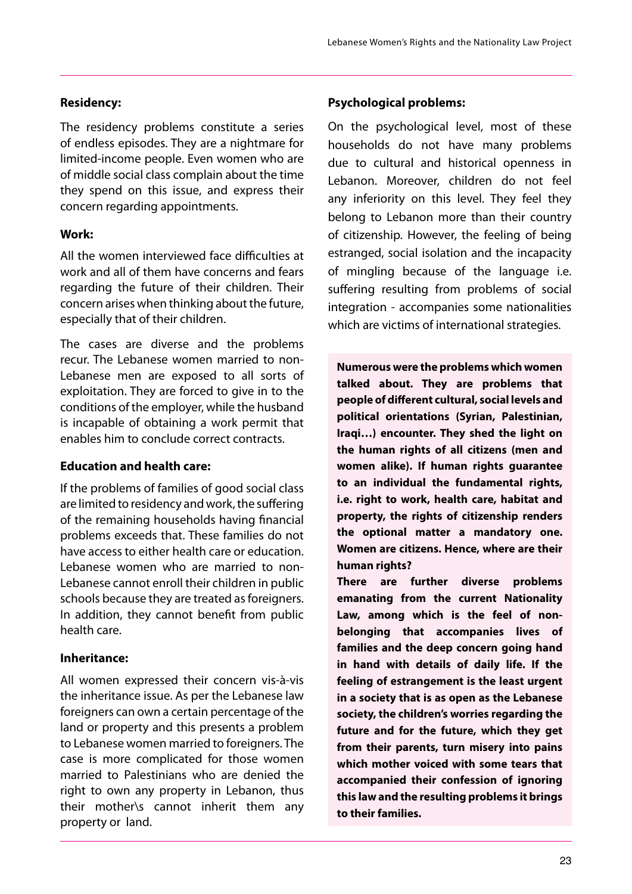**Residency:**

The residency problems constitute a series of endless episodes. They are a nightmare for limited-income people. Even women who are of middle social class complain about the time they spend on this issue, and express their concern regarding appointments.

**Work:**

All the women interviewed face difficulties at work and all of them have concerns and fears regarding the future of their children. Their concern arises when thinking about the future, especially that of their children.

The cases are diverse and the problems recur. The Lebanese women married to non-Lebanese men are exposed to all sorts of exploitation. They are forced to give in to the conditions of the employer, while the husband is incapable of obtaining a work permit that enables him to conclude correct contracts.

**Education and health care:**

If the problems of families of good social class are limited to residency and work, the suffering of the remaining households having financial problems exceeds that. These families do not have access to either health care or education. Lebanese women who are married to non-Lebanese cannot enroll their children in public schools because they are treated as foreigners. In addition, they cannot benefit from public health care.

**Inheritance:**

All women expressed their concern vis-à-vis the inheritance issue. As per the Lebanese law foreigners can own a certain percentage of the land or property and this presents a problem to Lebanese women married to foreigners. The case is more complicated for those women married to Palestinians who are denied the right to own any property in Lebanon, thus their mother\s cannot inherit them any property or land.

**Psychological problems:**

On the psychological level, most of these households do not have many problems due to cultural and historical openness in Lebanon. Moreover, children do not feel any inferiority on this level. They feel they belong to Lebanon more than their country of citizenship. However, the feeling of being estranged, social isolation and the incapacity of mingling because of the language i.e. suffering resulting from problems of social integration - accompanies some nationalities which are victims of international strategies.

**Numerous were the problems which women talked about. They are problems that people of different cultural, social levels and political orientations (Syrian, Palestinian, Iraqi…) encounter. They shed the light on the human rights of all citizens (men and women alike). If human rights guarantee to an individual the fundamental rights, i.e. right to work, health care, habitat and property, the rights of citizenship renders the optional matter a mandatory one. Women are citizens. Hence, where are their human rights?**

**There are further diverse problems emanating from the current Nationality Law, among which is the feel of non-belonging that accompanies lives of families and the deep concern going hand in hand with details of daily life. If the feeling of estrangement is the least urgent in a society that is as open as the Lebanese society, the children's worries regarding the future and for the future, which they get from their parents, turn misery into pains which mother voiced with some tears that accompanied their confession of ignoring this law and the resulting problems it brings to their families.**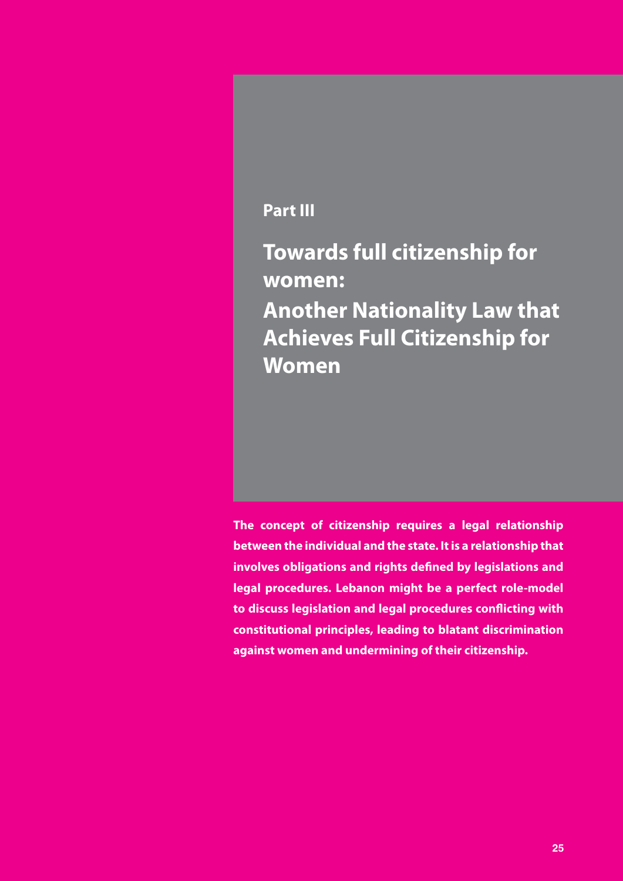## Part III

# Towards full citizenship for women:

# Another Nationality Law that Achieves Full Citizenship for Women

**The concept of citizenship requires a legal relationship between the individual and the state. It is a relationship that involves obligations and rights defined by legislations and legal procedures. Lebanon might be a perfect role-model to discuss legislation and legal procedures conflicting with constitutional principles, leading to blatant discrimination against women and undermining of their citizenship.**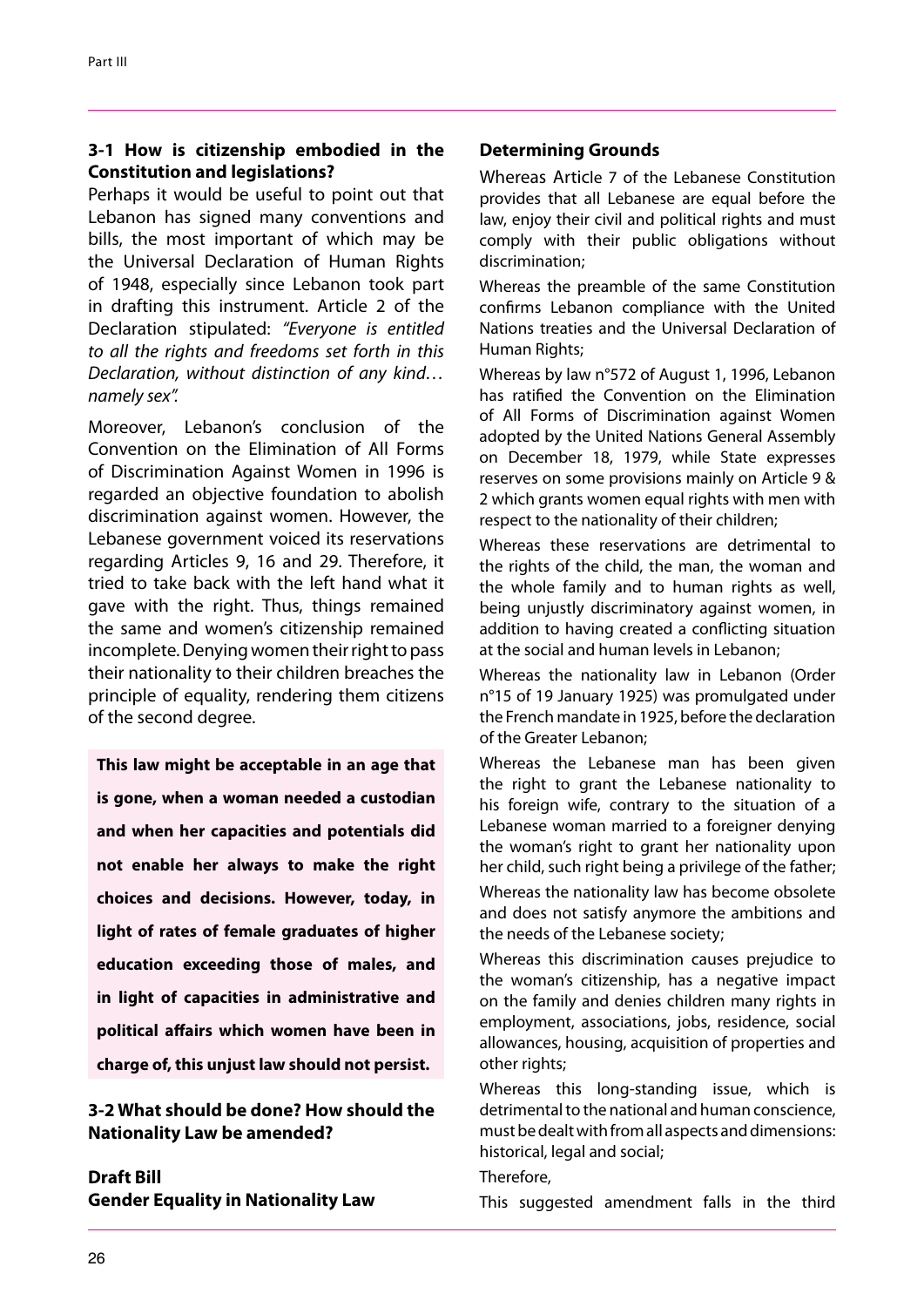### 3-1 How is citizenship embodied in the Constitution and legislations?

Perhaps it would be useful to point out that Lebanon has signed many conventions and bills, the most important of which may be the Universal Declaration of Human Rights of 1948, especially since Lebanon took part in drafting this instrument. Article 2 of the Declaration stipulated: *"Everyone is entitled to all the rights and freedoms set forth in this Declaration, without distinction of any kind… namely sex".*

Moreover, Lebanon's conclusion of the Convention on the Elimination of All Forms of Discrimination Against Women in 1996 is regarded an objective foundation to abolish discrimination against women. However, the Lebanese government voiced its reservations regarding Articles 9, 16 and 29. Therefore, it tried to take back with the left hand what it gave with the right. Thus, things remained the same and women's citizenship remained incomplete. Denying women their right to pass their nationality to their children breaches the principle of equality, rendering them citizens of the second degree.

**This law might be acceptable in an age that is gone, when a woman needed a custodian and when her capacities and potentials did not enable her always to make the right choices and decisions. However, today, in light of rates of female graduates of higher education exceeding those of males, and in light of capacities in administrative and political affairs which women have been in charge of, this unjust law should not persist.**

### 3-2 What should be done? How should the Nationality Law be amended?

**Draft Bill**
**Gender Equality in Nationality Law**

**Determining Grounds**

Whereas Article 7 of the Lebanese Constitution provides that all Lebanese are equal before the law, enjoy their civil and political rights and must comply with their public obligations without discrimination;

Whereas the preamble of the same Constitution confirms Lebanon compliance with the United Nations treaties and the Universal Declaration of Human Rights;

Whereas by law n°572 of August 1, 1996, Lebanon has ratified the Convention on the Elimination of All Forms of Discrimination against Women adopted by the United Nations General Assembly on December 18, 1979, while State expresses reserves on some provisions mainly on Article 9 & 2 which grants women equal rights with men with respect to the nationality of their children;

Whereas these reservations are detrimental to the rights of the child, the man, the woman and the whole family and to human rights as well, being unjustly discriminatory against women, in addition to having created a conflicting situation at the social and human levels in Lebanon;

Whereas the nationality law in Lebanon (Order n°15 of 19 January 1925) was promulgated under the French mandate in 1925, before the declaration of the Greater Lebanon;

Whereas the Lebanese man has been given the right to grant the Lebanese nationality to his foreign wife, contrary to the situation of a Lebanese woman married to a foreigner denying the woman's right to grant her nationality upon her child, such right being a privilege of the father;

Whereas the nationality law has become obsolete and does not satisfy anymore the ambitions and the needs of the Lebanese society;

Whereas this discrimination causes prejudice to the woman's citizenship, has a negative impact on the family and denies children many rights in employment, associations, jobs, residence, social allowances, housing, acquisition of properties and other rights;

Whereas this long-standing issue, which is detrimental to the national and human conscience, must be dealt with from all aspects and dimensions: historical, legal and social;

Therefore,

This suggested amendment falls in the third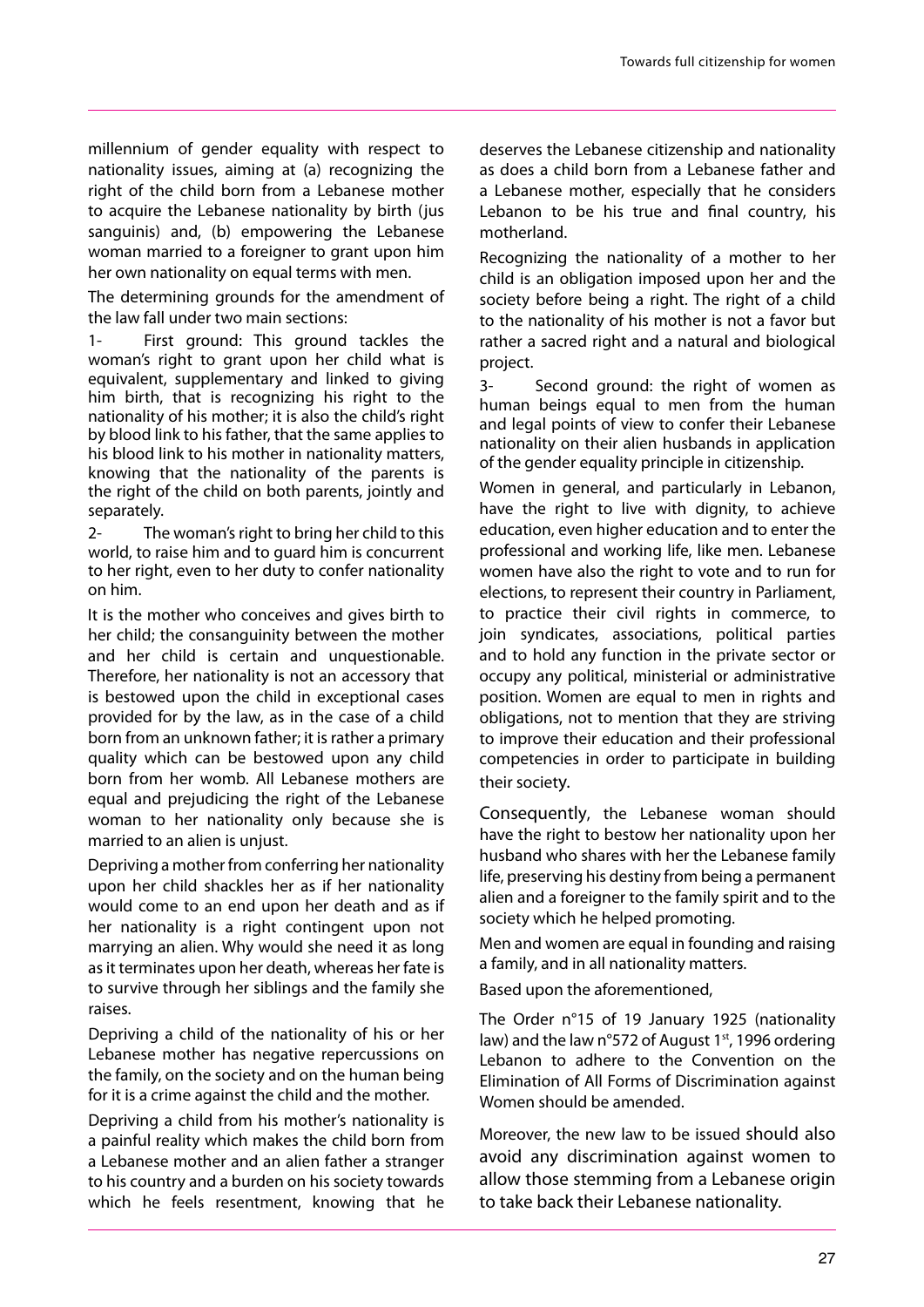millennium of gender equality with respect to nationality issues, aiming at (a) recognizing the right of the child born from a Lebanese mother to acquire the Lebanese nationality by birth (jus sanguinis) and, (b) empowering the Lebanese woman married to a foreigner to grant upon him her own nationality on equal terms with men.

The determining grounds for the amendment of the law fall under two main sections:

1- First ground: This ground tackles the woman's right to grant upon her child what is equivalent, supplementary and linked to giving him birth, that is recognizing his right to the nationality of his mother; it is also the child's right by blood link to his father, that the same applies to his blood link to his mother in nationality matters, knowing that the nationality of the parents is the right of the child on both parents, jointly and separately.

2- The woman's right to bring her child to this world, to raise him and to guard him is concurrent to her right, even to her duty to confer nationality on him.

It is the mother who conceives and gives birth to her child; the consanguinity between the mother and her child is certain and unquestionable. Therefore, her nationality is not an accessory that is bestowed upon the child in exceptional cases provided for by the law, as in the case of a child born from an unknown father; it is rather a primary quality which can be bestowed upon any child born from her womb. All Lebanese mothers are equal and prejudicing the right of the Lebanese woman to her nationality only because she is married to an alien is unjust.

Depriving a mother from conferring her nationality upon her child shackles her as if her nationality would come to an end upon her death and as if her nationality is a right contingent upon not marrying an alien. Why would she need it as long as it terminates upon her death, whereas her fate is to survive through her siblings and the family she raises.

Depriving a child of the nationality of his or her Lebanese mother has negative repercussions on the family, on the society and on the human being for it is a crime against the child and the mother.

Depriving a child from his mother's nationality is a painful reality which makes the child born from a Lebanese mother and an alien father a stranger to his country and a burden on his society towards which he feels resentment, knowing that he deserves the Lebanese citizenship and nationality as does a child born from a Lebanese father and a Lebanese mother, especially that he considers Lebanon to be his true and final country, his motherland.

Recognizing the nationality of a mother to her child is an obligation imposed upon her and the society before being a right. The right of a child to the nationality of his mother is not a favor but rather a sacred right and a natural and biological project.

3- Second ground: the right of women as human beings equal to men from the human and legal points of view to confer their Lebanese nationality on their alien husbands in application of the gender equality principle in citizenship.

Women in general, and particularly in Lebanon, have the right to live with dignity, to achieve education, even higher education and to enter the professional and working life, like men. Lebanese women have also the right to vote and to run for elections, to represent their country in Parliament, to practice their civil rights in commerce, to join syndicates, associations, political parties and to hold any function in the private sector or occupy any political, ministerial or administrative position. Women are equal to men in rights and obligations, not to mention that they are striving to improve their education and their professional competencies in order to participate in building their society.

Consequently, the Lebanese woman should have the right to bestow her nationality upon her husband who shares with her the Lebanese family life, preserving his destiny from being a permanent alien and a foreigner to the family spirit and to the society which he helped promoting.

Men and women are equal in founding and raising a family, and in all nationality matters.

Based upon the aforementioned,

The Order n°15 of 19 January 1925 (nationality law) and the law n°572 of August 1st, 1996 ordering Lebanon to adhere to the Convention on the Elimination of All Forms of Discrimination against Women should be amended.

Moreover, the new law to be issued should also avoid any discrimination against women to allow those stemming from a Lebanese origin to take back their Lebanese nationality.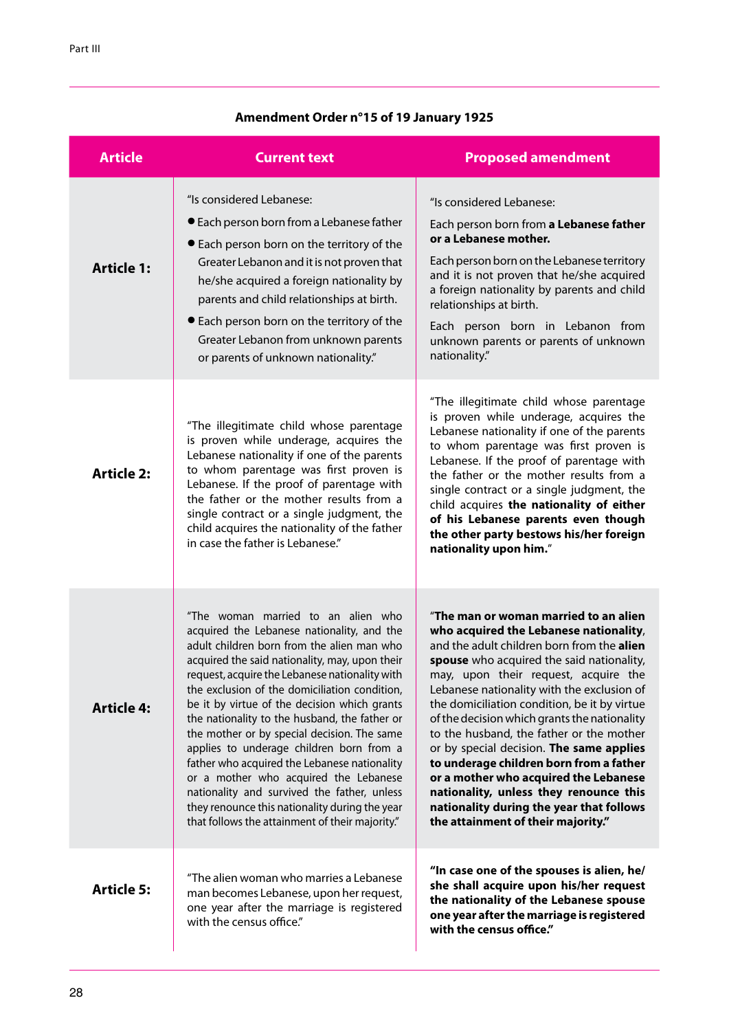**Amendment Order n°15 of 19 January 1925**

| Article | Current text | Proposed amendment |
|---|---|---|
| **Article 1:** | "Is considered Lebanese:<br>● Each person born from a Lebanese father<br>● Each person born on the territory of the Greater Lebanon and it is not proven that he/she acquired a foreign nationality by parents and child relationships at birth.<br>● Each person born on the territory of the Greater Lebanon from unknown parents or parents of unknown nationality." | "Is considered Lebanese:<br>Each person born from **a Lebanese father or a Lebanese mother.**<br>Each person born on the Lebanese territory and it is not proven that he/she acquired a foreign nationality by parents and child relationships at birth.<br>Each person born in Lebanon from unknown parents or parents of unknown nationality." |
| **Article 2:** | "The illegitimate child whose parentage is proven while underage, acquires the Lebanese nationality if one of the parents to whom parentage was first proven is Lebanese. If the proof of parentage with the father or the mother results from a single contract or a single judgment, the child acquires the nationality of the father in case the father is Lebanese." | "The illegitimate child whose parentage is proven while underage, acquires the Lebanese nationality if one of the parents to whom parentage was first proven is Lebanese. If the proof of parentage with the father or the mother results from a single contract or a single judgment, the child acquires **the nationality of either of his Lebanese parents even though the other party bestows his/her foreign nationality upon him.**" |
| **Article 4:** | "The woman married to an alien who acquired the Lebanese nationality, and the adult children born from the alien man who acquired the said nationality, may, upon their request, acquire the Lebanese nationality with the exclusion of the domiciliation condition, be it by virtue of the decision which grants the nationality to the husband, the father or the mother or by special decision. The same applies to underage children born from a father who acquired the Lebanese nationality or a mother who acquired the Lebanese nationality and survived the father, unless they renounce this nationality during the year that follows the attainment of their majority." | "**The man or woman married to an alien who acquired the Lebanese nationality**, and the adult children born from the **alien spouse** who acquired the said nationality, may, upon their request, acquire the Lebanese nationality with the exclusion of the domiciliation condition, be it by virtue of the decision which grants the nationality to the husband, the father or the mother or by special decision. **The same applies to underage children born from a father or a mother who acquired the Lebanese nationality, unless they renounce this nationality during the year that follows the attainment of their majority."** |
| **Article 5:** | "The alien woman who marries a Lebanese man becomes Lebanese, upon her request, one year after the marriage is registered with the census office." | **"In case one of the spouses is alien, he/she shall acquire upon his/her request the nationality of the Lebanese spouse one year after the marriage is registered with the census office."** |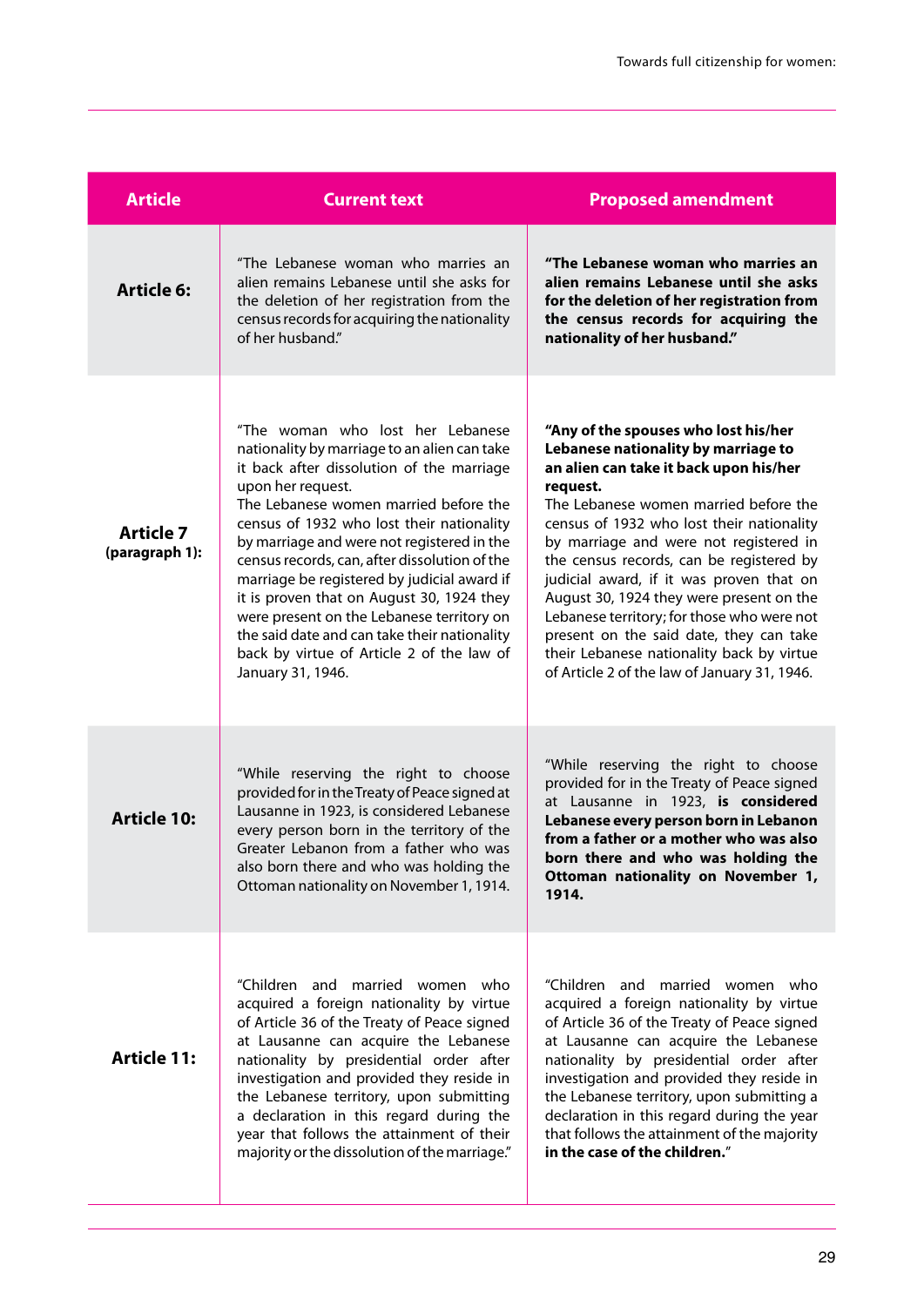| Article | Current text | Proposed amendment |
|---|---|---|
| **Article 6:** | "The Lebanese woman who marries an alien remains Lebanese until she asks for the deletion of her registration from the census records for acquiring the nationality of her husband." | **"The Lebanese woman who marries an alien remains Lebanese until she asks for the deletion of her registration from the census records for acquiring the nationality of her husband."** |
| **Article 7 (paragraph 1):** | "The woman who lost her Lebanese nationality by marriage to an alien can take it back after dissolution of the marriage upon her request. The Lebanese women married before the census of 1932 who lost their nationality by marriage and were not registered in the census records, can, after dissolution of the marriage be registered by judicial award if it is proven that on August 30, 1924 they were present on the Lebanese territory on the said date and can take their nationality back by virtue of Article 2 of the law of January 31, 1946. | **"Any of the spouses who lost his/her Lebanese nationality by marriage to an alien can take it back upon his/her request.** The Lebanese women married before the census of 1932 who lost their nationality by marriage and were not registered in the census records, can be registered by judicial award, if it was proven that on August 30, 1924 they were present on the Lebanese territory; for those who were not present on the said date, they can take their Lebanese nationality back by virtue of Article 2 of the law of January 31, 1946. |
| **Article 10:** | "While reserving the right to choose provided for in the Treaty of Peace signed at Lausanne in 1923, is considered Lebanese every person born in the territory of the Greater Lebanon from a father who was also born there and who was holding the Ottoman nationality on November 1, 1914. | "While reserving the right to choose provided for in the Treaty of Peace signed at Lausanne in 1923, **is considered Lebanese every person born in Lebanon from a father or a mother who was also born there and who was holding the Ottoman nationality on November 1, 1914.** |
| **Article 11:** | "Children and married women who acquired a foreign nationality by virtue of Article 36 of the Treaty of Peace signed at Lausanne can acquire the Lebanese nationality by presidential order after investigation and provided they reside in the Lebanese territory, upon submitting a declaration in this regard during the year that follows the attainment of their majority or the dissolution of the marriage." | "Children and married women who acquired a foreign nationality by virtue of Article 36 of the Treaty of Peace signed at Lausanne can acquire the Lebanese nationality by presidential order after investigation and provided they reside in the Lebanese territory, upon submitting a declaration in this regard during the year that follows the attainment of the majority **in the case of the children.**" |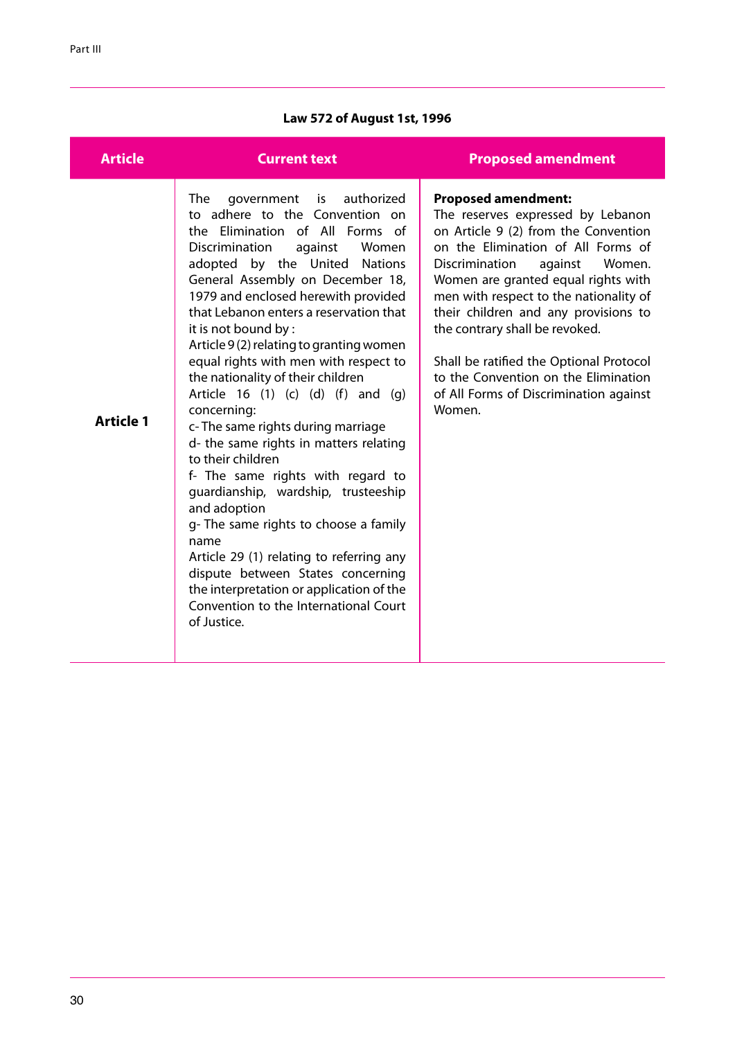**Law 572 of August 1st, 1996**

| Article | Current text | Proposed amendment |
|---|---|---|
| **Article 1** | The government is authorized to adhere to the Convention on the Elimination of All Forms of Discrimination against Women adopted by the United Nations General Assembly on December 18, 1979 and enclosed herewith provided that Lebanon enters a reservation that it is not bound by :<br>Article 9 (2) relating to granting women equal rights with men with respect to the nationality of their children<br>Article 16 (1) (c) (d) (f) and (g) concerning:<br>c- The same rights during marriage<br>d- the same rights in matters relating to their children<br>f- The same rights with regard to guardianship, wardship, trusteeship and adoption<br>g- The same rights to choose a family name<br>Article 29 (1) relating to referring any dispute between States concerning the interpretation or application of the Convention to the International Court of Justice. | **Proposed amendment:**<br>The reserves expressed by Lebanon on Article 9 (2) from the Convention on the Elimination of All Forms of Discrimination against Women. Women are granted equal rights with men with respect to the nationality of their children and any provisions to the contrary shall be revoked.<br><br>Shall be ratified the Optional Protocol to the Convention on the Elimination of All Forms of Discrimination against Women. |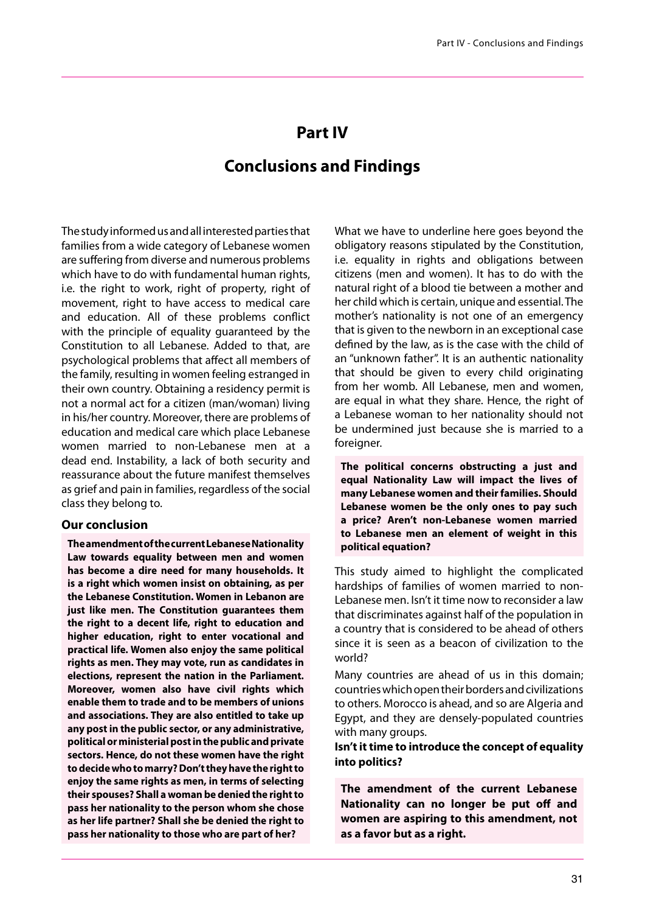# Part IV

# Conclusions and Findings

The study informed us and all interested parties that families from a wide category of Lebanese women are suffering from diverse and numerous problems which have to do with fundamental human rights, i.e. the right to work, right of property, right of movement, right to have access to medical care and education. All of these problems conflict with the principle of equality guaranteed by the Constitution to all Lebanese. Added to that, are psychological problems that affect all members of the family, resulting in women feeling estranged in their own country. Obtaining a residency permit is not a normal act for a citizen (man/woman) living in his/her country. Moreover, there are problems of education and medical care which place Lebanese women married to non-Lebanese men at a dead end. Instability, a lack of both security and reassurance about the future manifest themselves as grief and pain in families, regardless of the social class they belong to.

### Our conclusion

**The amendment of the current Lebanese Nationality Law towards equality between men and women has become a dire need for many households. It is a right which women insist on obtaining, as per the Lebanese Constitution. Women in Lebanon are just like men. The Constitution guarantees them the right to a decent life, right to education and higher education, right to enter vocational and practical life. Women also enjoy the same political rights as men. They may vote, run as candidates in elections, represent the nation in the Parliament. Moreover, women also have civil rights which enable them to trade and to be members of unions and associations. They are also entitled to take up any post in the public sector, or any administrative, political or ministerial post in the public and private sectors. Hence, do not these women have the right to decide who to marry? Don't they have the right to enjoy the same rights as men, in terms of selecting their spouses? Shall a woman be denied the right to pass her nationality to the person whom she chose as her life partner? Shall she be denied the right to pass her nationality to those who are part of her?**

What we have to underline here goes beyond the obligatory reasons stipulated by the Constitution, i.e. equality in rights and obligations between citizens (men and women). It has to do with the natural right of a blood tie between a mother and her child which is certain, unique and essential. The mother's nationality is not one of an emergency that is given to the newborn in an exceptional case defined by the law, as is the case with the child of an "unknown father". It is an authentic nationality that should be given to every child originating from her womb. All Lebanese, men and women, are equal in what they share. Hence, the right of a Lebanese woman to her nationality should not be undermined just because she is married to a foreigner.

**The political concerns obstructing a just and equal Nationality Law will impact the lives of many Lebanese women and their families. Should Lebanese women be the only ones to pay such a price? Aren't non-Lebanese women married to Lebanese men an element of weight in this political equation?**

This study aimed to highlight the complicated hardships of families of women married to non-Lebanese men. Isn't it time now to reconsider a law that discriminates against half of the population in a country that is considered to be ahead of others since it is seen as a beacon of civilization to the world?

Many countries are ahead of us in this domain; countries which open their borders and civilizations to others. Morocco is ahead, and so are Algeria and Egypt, and they are densely-populated countries with many groups.

**Isn't it time to introduce the concept of equality into politics?**

**The amendment of the current Lebanese Nationality can no longer be put off and women are aspiring to this amendment, not as a favor but as a right.**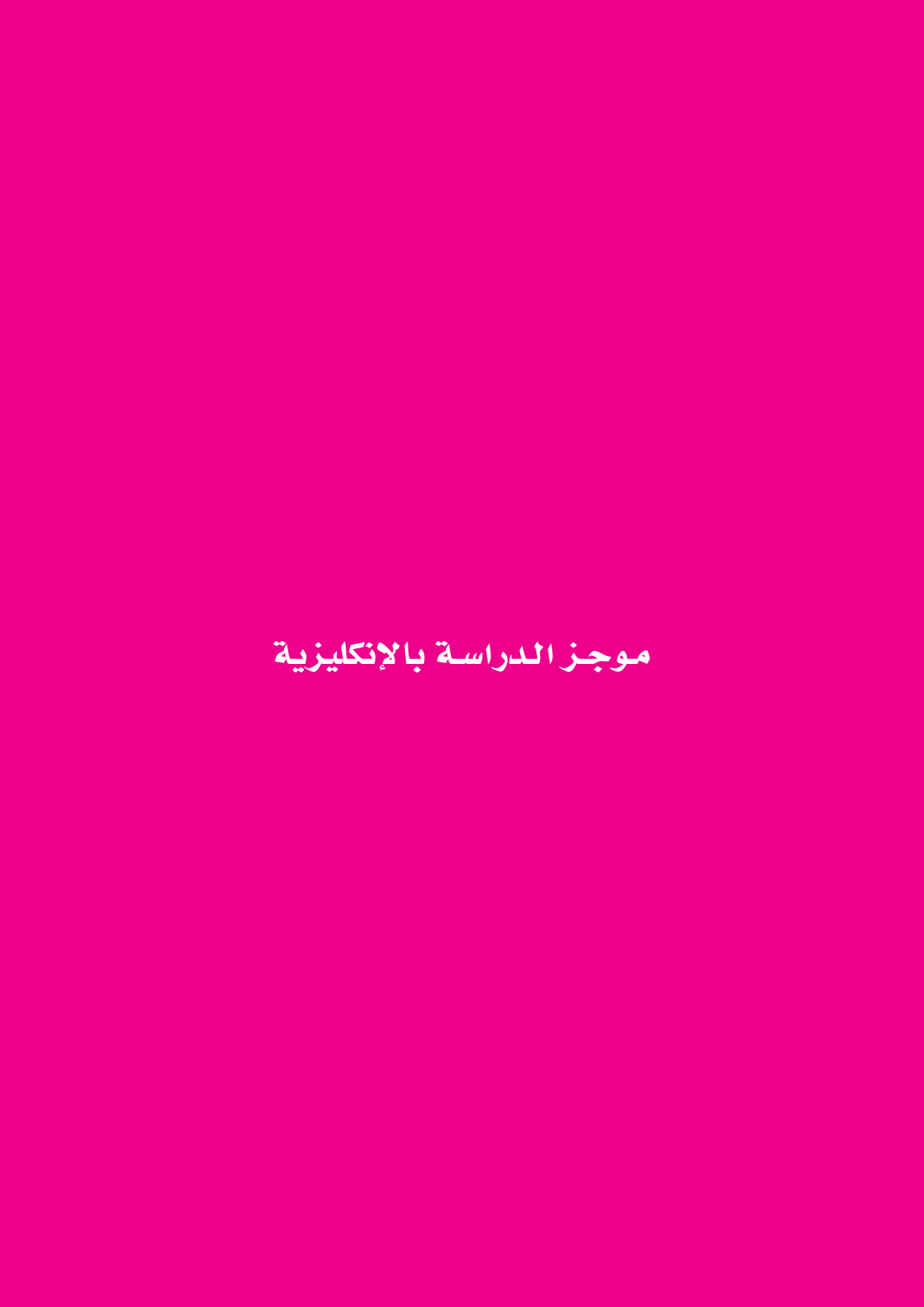# موجز الدراسة بالإنكليزية